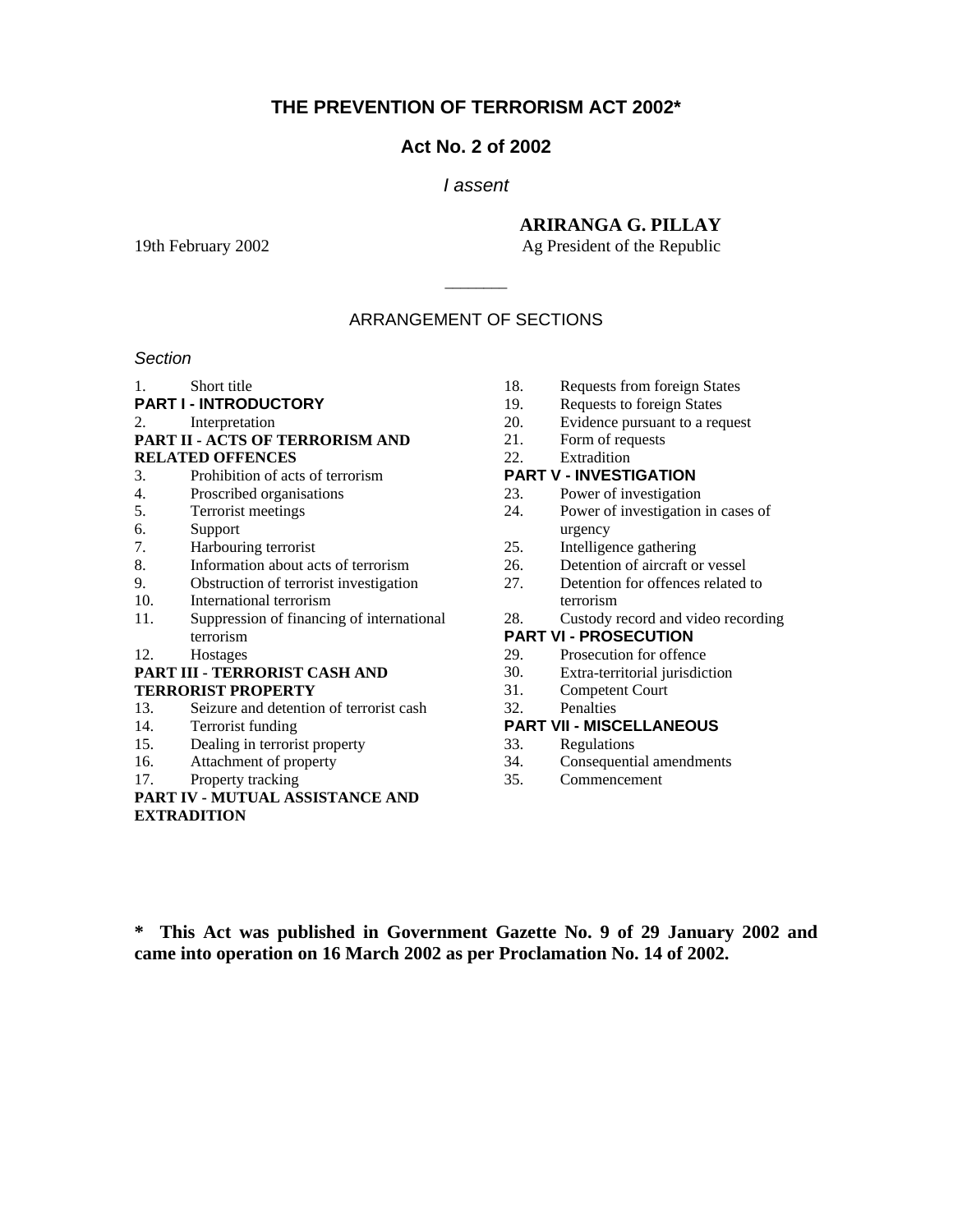# THE PREVENTION OF TERRORISM ACT 2002*

## Act No. 2 of 2002

*I assent*

**ARIRANGA G. PILLAY**
Ag President of the Republic

19th February 2002

_______

ARRANGEMENT OF SECTIONS

*Section*

1. Short title

**PART I - INTRODUCTORY**

2. Interpretation

**PART II - ACTS OF TERRORISM AND RELATED OFFENCES**

3. Prohibition of acts of terrorism
4. Proscribed organisations
5. Terrorist meetings
6. Support
7. Harbouring terrorist
8. Information about acts of terrorism
9. Obstruction of terrorist investigation
10. International terrorism
11. Suppression of financing of international terrorism
12. Hostages

**PART III - TERRORIST CASH AND TERRORIST PROPERTY**

13. Seizure and detention of terrorist cash
14. Terrorist funding
15. Dealing in terrorist property
16. Attachment of property
17. Property tracking

**PART IV - MUTUAL ASSISTANCE AND EXTRADITION**

18. Requests from foreign States
19. Requests to foreign States
20. Evidence pursuant to a request
21. Form of requests
22. Extradition

**PART V - INVESTIGATION**

23. Power of investigation
24. Power of investigation in cases of urgency
25. Intelligence gathering
26. Detention of aircraft or vessel
27. Detention for offences related to terrorism
28. Custody record and video recording

**PART VI - PROSECUTION**

29. Prosecution for offence
30. Extra-territorial jurisdiction
31. Competent Court
32. Penalties

**PART VII - MISCELLANEOUS**

33. Regulations
34. Consequential amendments
35. Commencement

**\* This Act was published in Government Gazette No. 9 of 29 January 2002 and came into operation on 16 March 2002 as per Proclamation No. 14 of 2002.**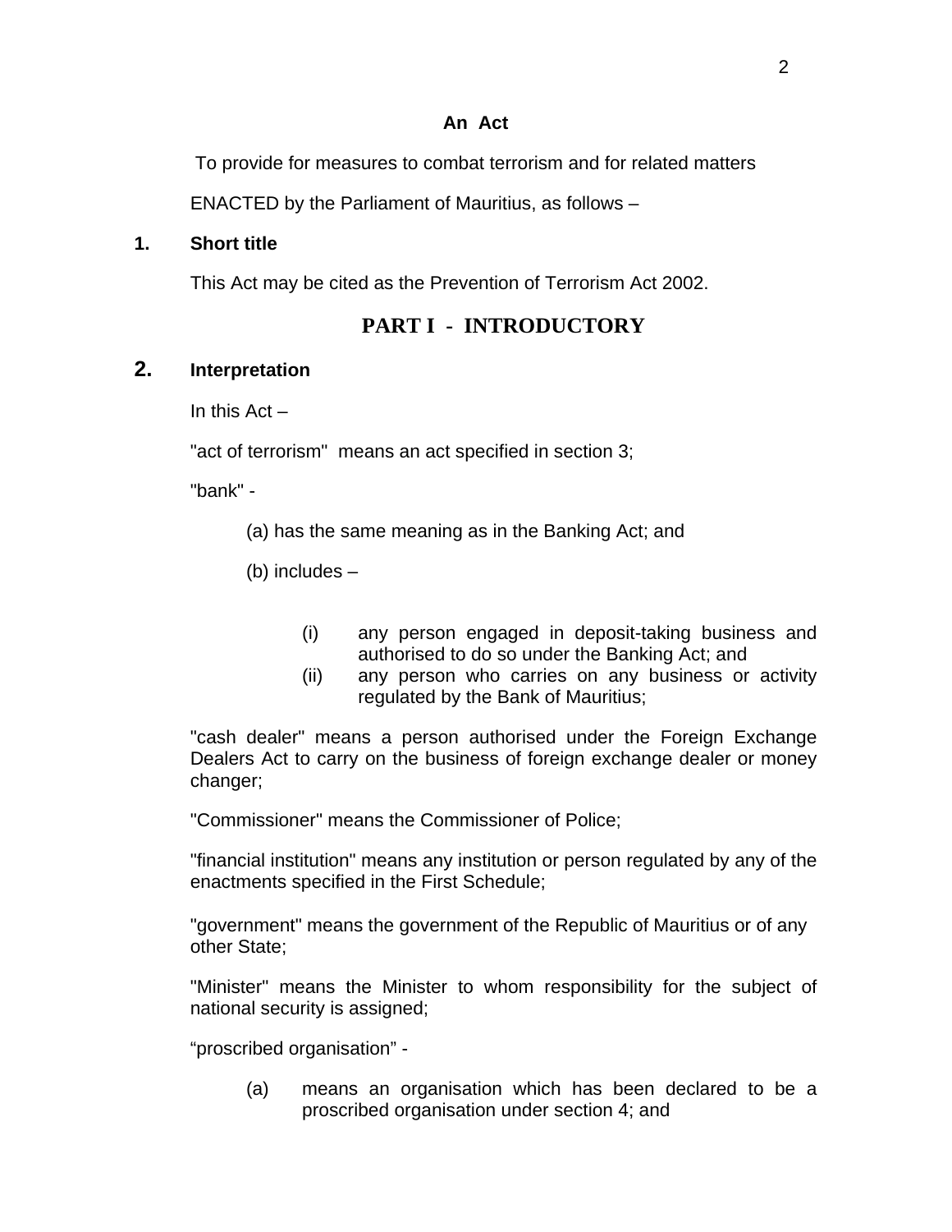**An Act**

To provide for measures to combat terrorism and for related matters

ENACTED by the Parliament of Mauritius, as follows –

### 1. Short title

This Act may be cited as the Prevention of Terrorism Act 2002.

## PART I - INTRODUCTORY

### 2. Interpretation

In this Act –

"act of terrorism" means an act specified in section 3;

"bank" -

(a) has the same meaning as in the Banking Act; and

(b) includes –

(i) any person engaged in deposit-taking business and authorised to do so under the Banking Act; and

(ii) any person who carries on any business or activity regulated by the Bank of Mauritius;

"cash dealer" means a person authorised under the Foreign Exchange Dealers Act to carry on the business of foreign exchange dealer or money changer;

"Commissioner" means the Commissioner of Police;

"financial institution" means any institution or person regulated by any of the enactments specified in the First Schedule;

"government" means the government of the Republic of Mauritius or of any other State;

"Minister" means the Minister to whom responsibility for the subject of national security is assigned;

“proscribed organisation” -

(a) means an organisation which has been declared to be a proscribed organisation under section 4; and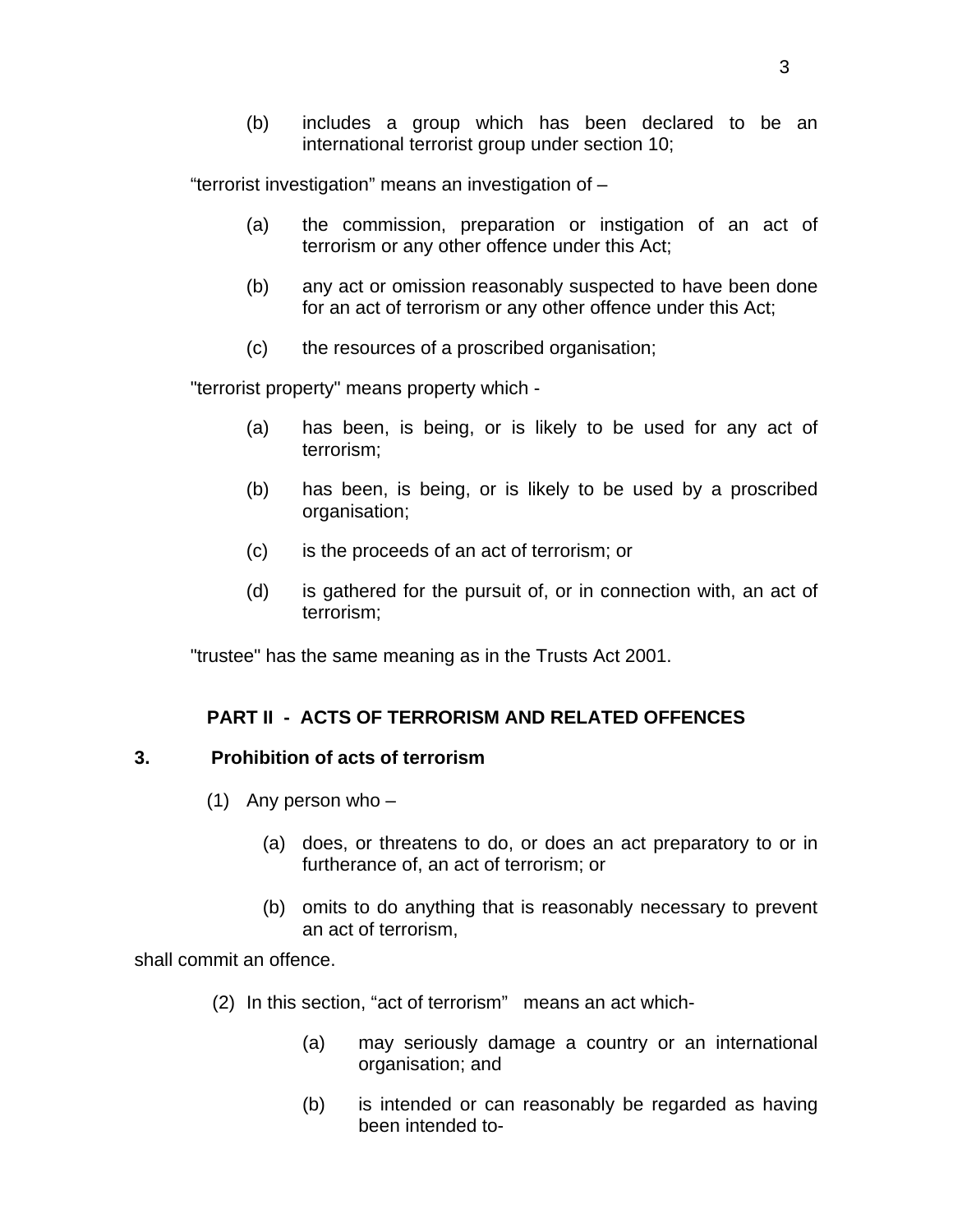(b) includes a group which has been declared to be an international terrorist group under section 10;

"terrorist investigation" means an investigation of –

(a) the commission, preparation or instigation of an act of terrorism or any other offence under this Act;

(b) any act or omission reasonably suspected to have been done for an act of terrorism or any other offence under this Act;

(c) the resources of a proscribed organisation;

"terrorist property" means property which -

(a) has been, is being, or is likely to be used for any act of terrorism;

(b) has been, is being, or is likely to be used by a proscribed organisation;

(c) is the proceeds of an act of terrorism; or

(d) is gathered for the pursuit of, or in connection with, an act of terrorism;

"trustee" has the same meaning as in the Trusts Act 2001.

## PART II - ACTS OF TERRORISM AND RELATED OFFENCES

### 3. Prohibition of acts of terrorism

(1) Any person who –

(a) does, or threatens to do, or does an act preparatory to or in furtherance of, an act of terrorism; or

(b) omits to do anything that is reasonably necessary to prevent an act of terrorism,

shall commit an offence.

(2) In this section, "act of terrorism" means an act which-

(a) may seriously damage a country or an international organisation; and

(b) is intended or can reasonably be regarded as having been intended to-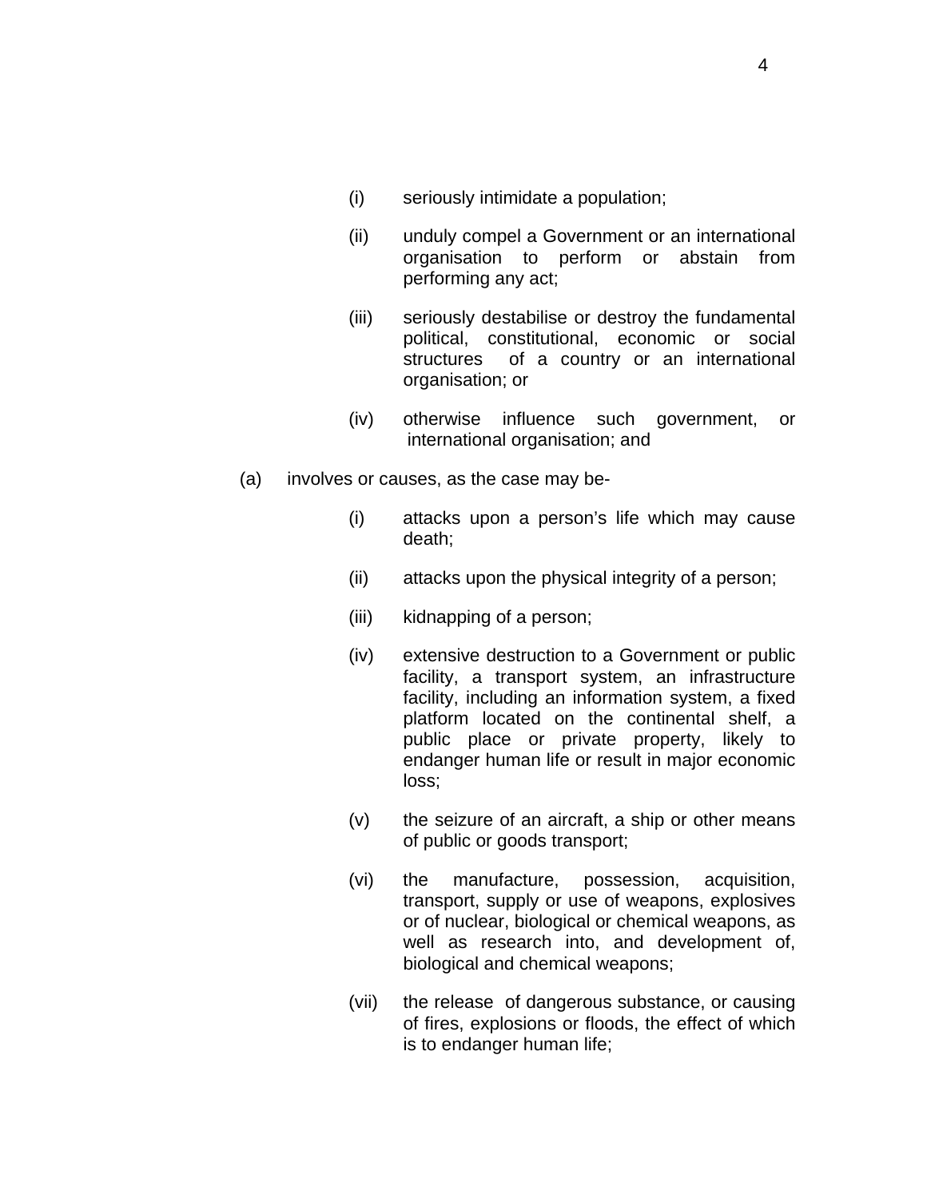(i) seriously intimidate a population;

(ii) unduly compel a Government or an international organisation to perform or abstain from performing any act;

(iii) seriously destabilise or destroy the fundamental political, constitutional, economic or social structures of a country or an international organisation; or

(iv) otherwise influence such government, or international organisation; and

(a) involves or causes, as the case may be-

(i) attacks upon a person's life which may cause death;

(ii) attacks upon the physical integrity of a person;

(iii) kidnapping of a person;

(iv) extensive destruction to a Government or public facility, a transport system, an infrastructure facility, including an information system, a fixed platform located on the continental shelf, a public place or private property, likely to endanger human life or result in major economic loss;

(v) the seizure of an aircraft, a ship or other means of public or goods transport;

(vi) the manufacture, possession, acquisition, transport, supply or use of weapons, explosives or of nuclear, biological or chemical weapons, as well as research into, and development of, biological and chemical weapons;

(vii) the release of dangerous substance, or causing of fires, explosions or floods, the effect of which is to endanger human life;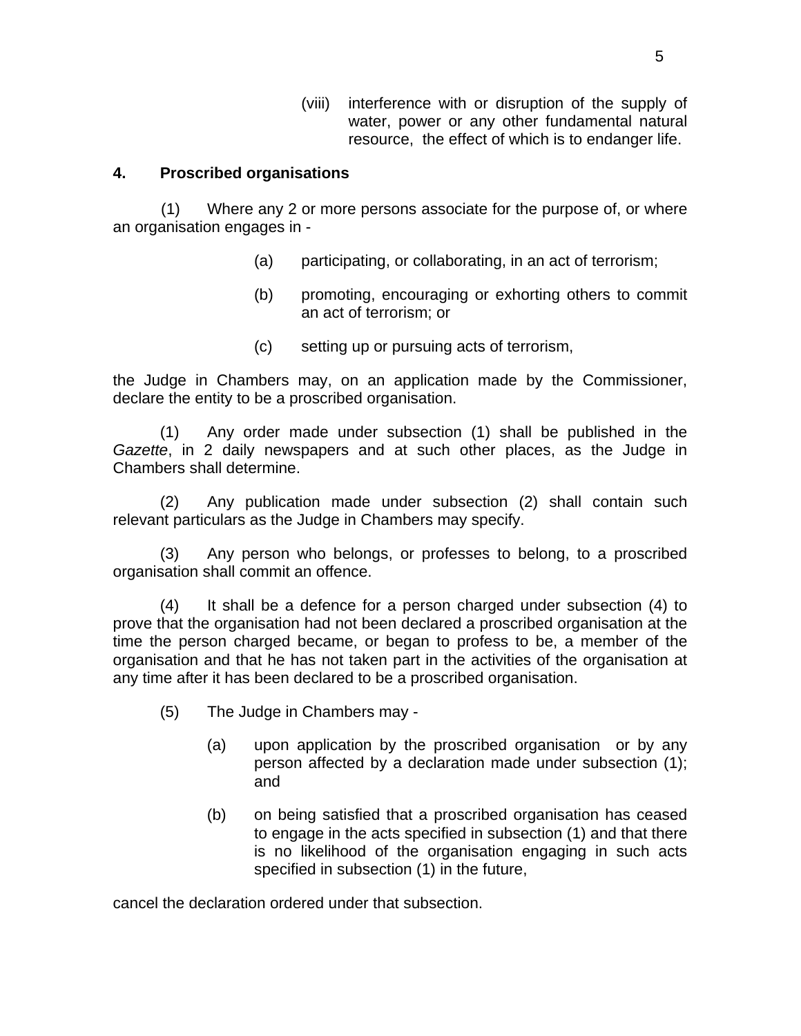(viii) interference with or disruption of the supply of water, power or any other fundamental natural resource, the effect of which is to endanger life.

## 4. Proscribed organisations

(1) Where any 2 or more persons associate for the purpose of, or where an organisation engages in -

(a) participating, or collaborating, in an act of terrorism;

(b) promoting, encouraging or exhorting others to commit an act of terrorism; or

(c) setting up or pursuing acts of terrorism,

the Judge in Chambers may, on an application made by the Commissioner, declare the entity to be a proscribed organisation.

(1) Any order made under subsection (1) shall be published in the *Gazette*, in 2 daily newspapers and at such other places, as the Judge in Chambers shall determine.

(2) Any publication made under subsection (2) shall contain such relevant particulars as the Judge in Chambers may specify.

(3) Any person who belongs, or professes to belong, to a proscribed organisation shall commit an offence.

(4) It shall be a defence for a person charged under subsection (4) to prove that the organisation had not been declared a proscribed organisation at the time the person charged became, or began to profess to be, a member of the organisation and that he has not taken part in the activities of the organisation at any time after it has been declared to be a proscribed organisation.

(5) The Judge in Chambers may -

(a) upon application by the proscribed organisation or by any person affected by a declaration made under subsection (1); and

(b) on being satisfied that a proscribed organisation has ceased to engage in the acts specified in subsection (1) and that there is no likelihood of the organisation engaging in such acts specified in subsection (1) in the future,

cancel the declaration ordered under that subsection.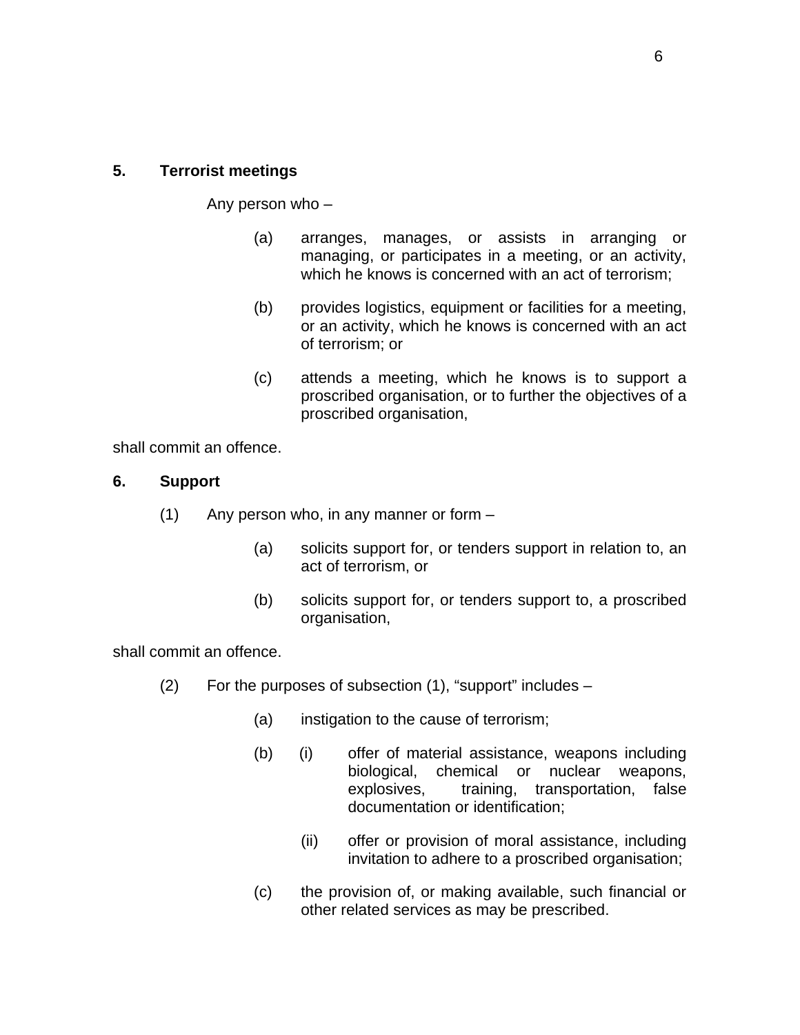## 5. Terrorist meetings

Any person who –

(a) arranges, manages, or assists in arranging or managing, or participates in a meeting, or an activity, which he knows is concerned with an act of terrorism;

(b) provides logistics, equipment or facilities for a meeting, or an activity, which he knows is concerned with an act of terrorism; or

(c) attends a meeting, which he knows is to support a proscribed organisation, or to further the objectives of a proscribed organisation,

shall commit an offence.

## 6. Support

(1) Any person who, in any manner or form –

(a) solicits support for, or tenders support in relation to, an act of terrorism, or

(b) solicits support for, or tenders support to, a proscribed organisation,

shall commit an offence.

(2) For the purposes of subsection (1), "support" includes –

(a) instigation to the cause of terrorism;

(b) (i) offer of material assistance, weapons including biological, chemical or nuclear weapons, explosives, training, transportation, false documentation or identification;

(ii) offer or provision of moral assistance, including invitation to adhere to a proscribed organisation;

(c) the provision of, or making available, such financial or other related services as may be prescribed.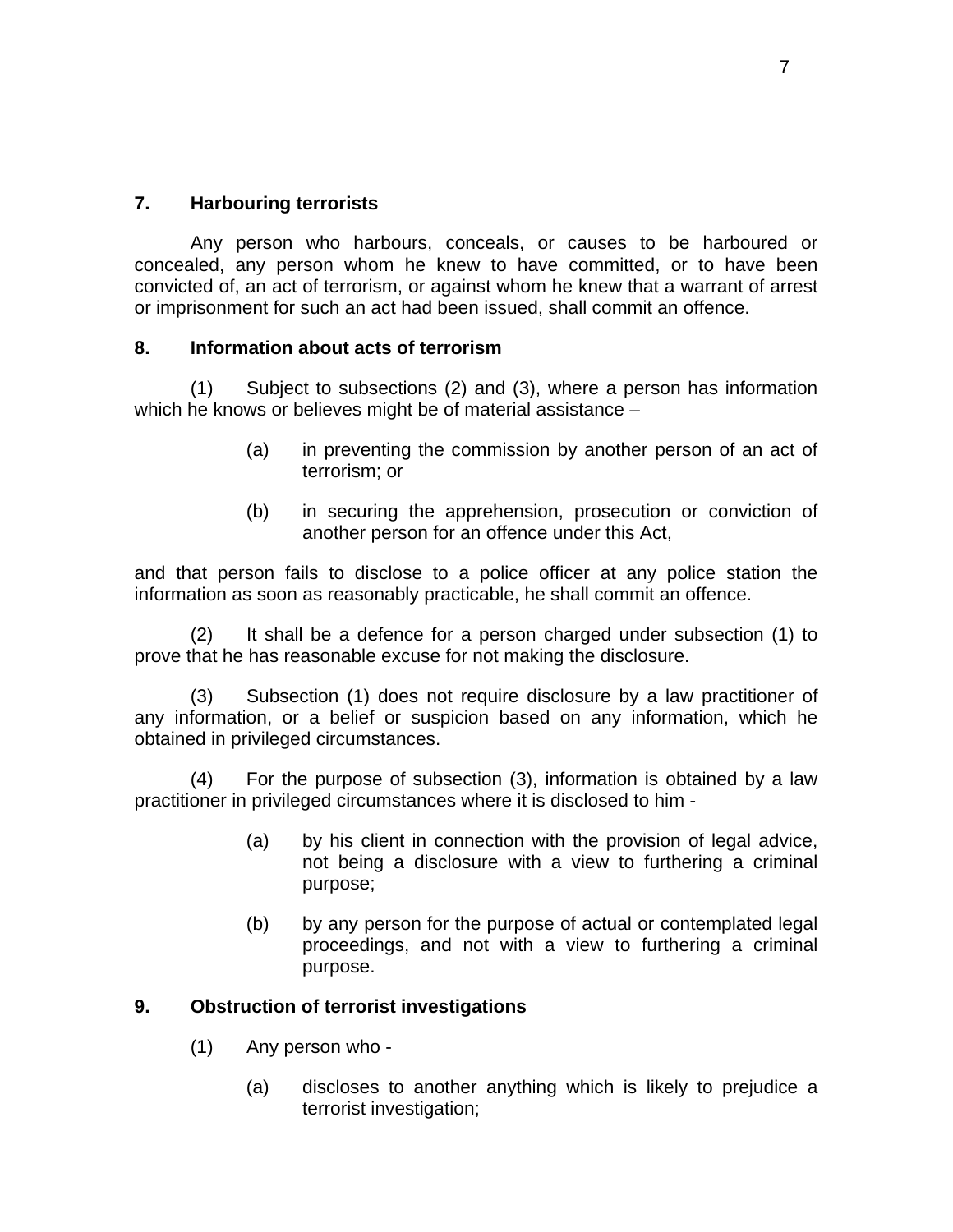## 7. Harbouring terrorists

Any person who harbours, conceals, or causes to be harboured or concealed, any person whom he knew to have committed, or to have been convicted of, an act of terrorism, or against whom he knew that a warrant of arrest or imprisonment for such an act had been issued, shall commit an offence.

## 8. Information about acts of terrorism

(1) Subject to subsections (2) and (3), where a person has information which he knows or believes might be of material assistance –

> (a) in preventing the commission by another person of an act of terrorism; or
>
> (b) in securing the apprehension, prosecution or conviction of another person for an offence under this Act,

and that person fails to disclose to a police officer at any police station the information as soon as reasonably practicable, he shall commit an offence.

(2) It shall be a defence for a person charged under subsection (1) to prove that he has reasonable excuse for not making the disclosure.

(3) Subsection (1) does not require disclosure by a law practitioner of any information, or a belief or suspicion based on any information, which he obtained in privileged circumstances.

(4) For the purpose of subsection (3), information is obtained by a law practitioner in privileged circumstances where it is disclosed to him -

> (a) by his client in connection with the provision of legal advice, not being a disclosure with a view to furthering a criminal purpose;
>
> (b) by any person for the purpose of actual or contemplated legal proceedings, and not with a view to furthering a criminal purpose.

## 9. Obstruction of terrorist investigations

(1) Any person who -

> (a) discloses to another anything which is likely to prejudice a terrorist investigation;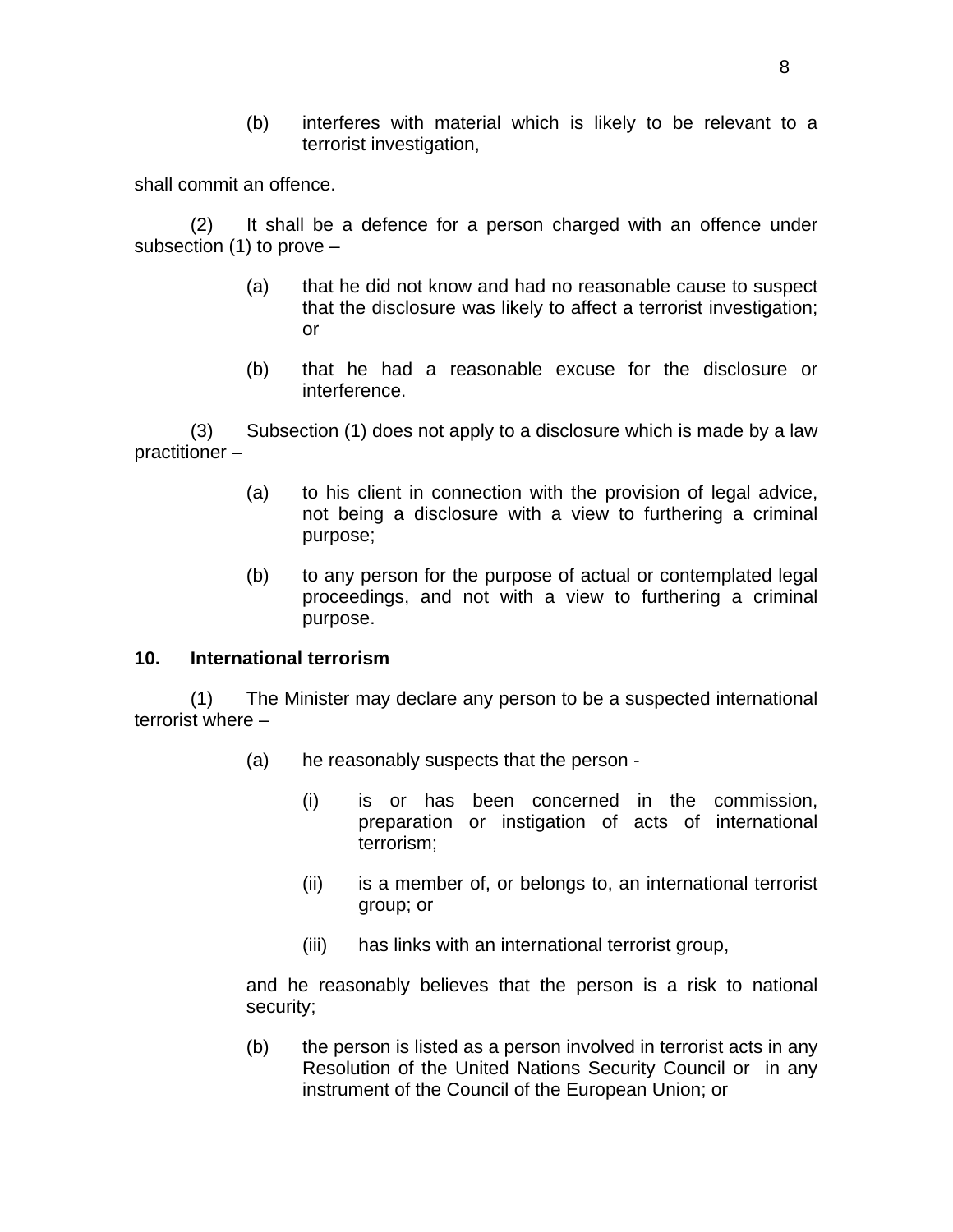(b) interferes with material which is likely to be relevant to a terrorist investigation,

shall commit an offence.

(2) It shall be a defence for a person charged with an offence under subsection (1) to prove –

(a) that he did not know and had no reasonable cause to suspect that the disclosure was likely to affect a terrorist investigation; or

(b) that he had a reasonable excuse for the disclosure or interference.

(3) Subsection (1) does not apply to a disclosure which is made by a law practitioner –

(a) to his client in connection with the provision of legal advice, not being a disclosure with a view to furthering a criminal purpose;

(b) to any person for the purpose of actual or contemplated legal proceedings, and not with a view to furthering a criminal purpose.

**10. International terrorism**

(1) The Minister may declare any person to be a suspected international terrorist where –

(a) he reasonably suspects that the person -

(i) is or has been concerned in the commission, preparation or instigation of acts of international terrorism;

(ii) is a member of, or belongs to, an international terrorist group; or

(iii) has links with an international terrorist group,

and he reasonably believes that the person is a risk to national security;

(b) the person is listed as a person involved in terrorist acts in any Resolution of the United Nations Security Council or in any instrument of the Council of the European Union; or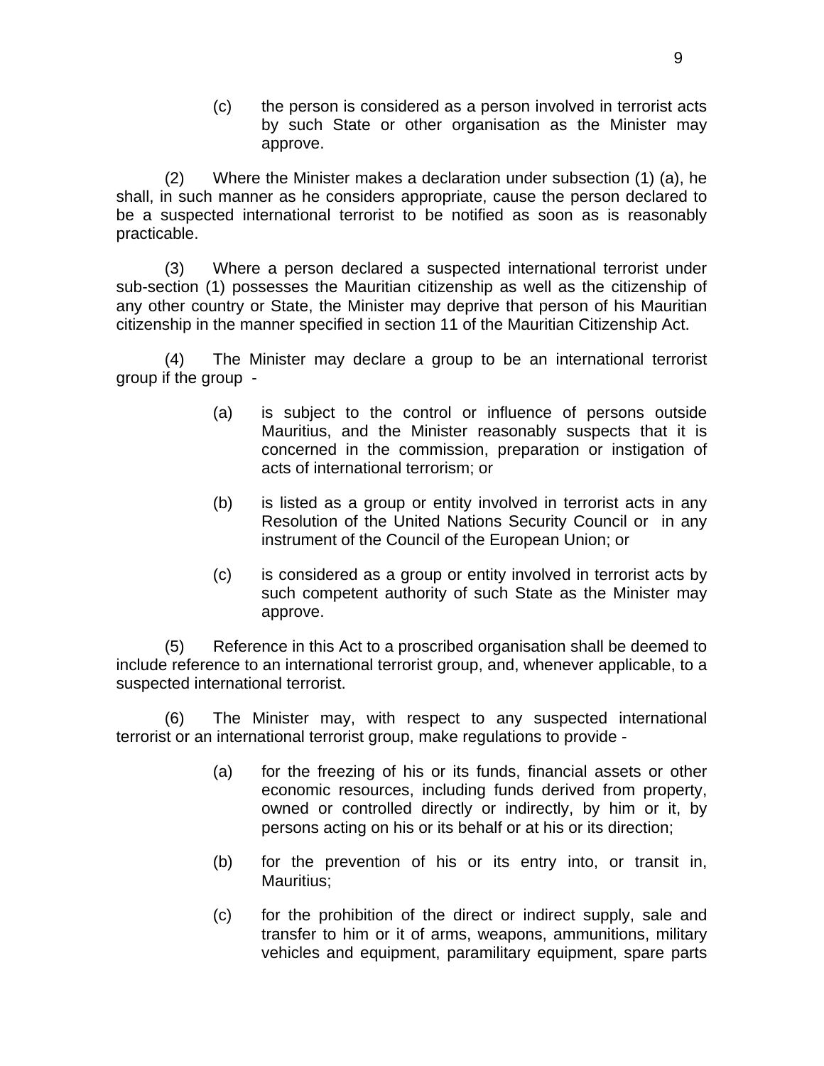(c) the person is considered as a person involved in terrorist acts by such State or other organisation as the Minister may approve.

(2) Where the Minister makes a declaration under subsection (1) (a), he shall, in such manner as he considers appropriate, cause the person declared to be a suspected international terrorist to be notified as soon as is reasonably practicable.

(3) Where a person declared a suspected international terrorist under sub-section (1) possesses the Mauritian citizenship as well as the citizenship of any other country or State, the Minister may deprive that person of his Mauritian citizenship in the manner specified in section 11 of the Mauritian Citizenship Act.

(4) The Minister may declare a group to be an international terrorist group if the group -

(a) is subject to the control or influence of persons outside Mauritius, and the Minister reasonably suspects that it is concerned in the commission, preparation or instigation of acts of international terrorism; or

(b) is listed as a group or entity involved in terrorist acts in any Resolution of the United Nations Security Council or in any instrument of the Council of the European Union; or

(c) is considered as a group or entity involved in terrorist acts by such competent authority of such State as the Minister may approve.

(5) Reference in this Act to a proscribed organisation shall be deemed to include reference to an international terrorist group, and, whenever applicable, to a suspected international terrorist.

(6) The Minister may, with respect to any suspected international terrorist or an international terrorist group, make regulations to provide -

(a) for the freezing of his or its funds, financial assets or other economic resources, including funds derived from property, owned or controlled directly or indirectly, by him or it, by persons acting on his or its behalf or at his or its direction;

(b) for the prevention of his or its entry into, or transit in, Mauritius;

(c) for the prohibition of the direct or indirect supply, sale and transfer to him or it of arms, weapons, ammunitions, military vehicles and equipment, paramilitary equipment, spare parts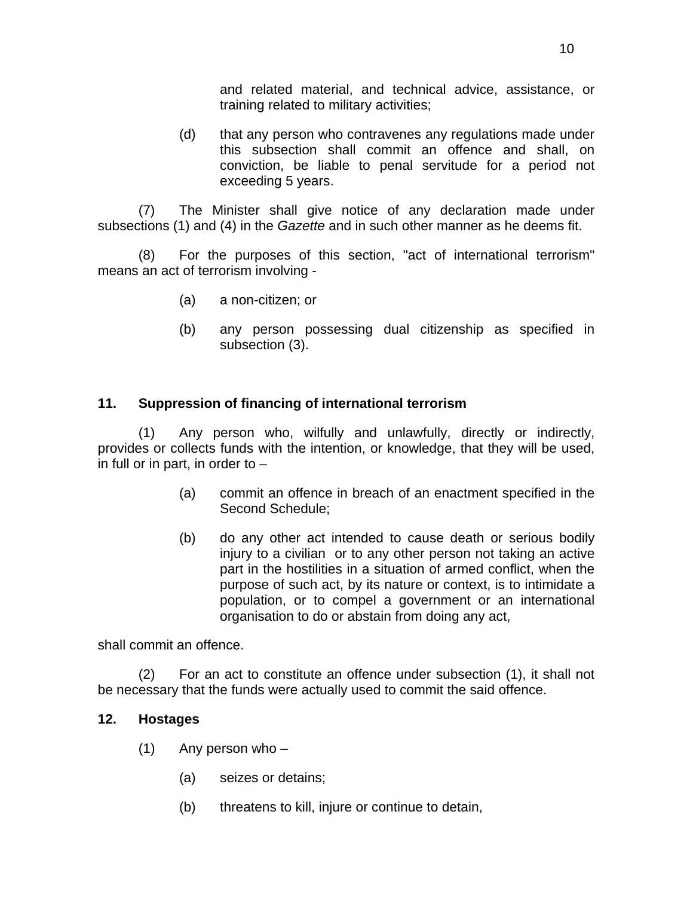and related material, and technical advice, assistance, or training related to military activities;

(d) that any person who contravenes any regulations made under this subsection shall commit an offence and shall, on conviction, be liable to penal servitude for a period not exceeding 5 years.

(7) The Minister shall give notice of any declaration made under subsections (1) and (4) in the *Gazette* and in such other manner as he deems fit.

(8) For the purposes of this section, "act of international terrorism" means an act of terrorism involving -

(a) a non-citizen; or

(b) any person possessing dual citizenship as specified in subsection (3).

**11. Suppression of financing of international terrorism**

(1) Any person who, wilfully and unlawfully, directly or indirectly, provides or collects funds with the intention, or knowledge, that they will be used, in full or in part, in order to –

(a) commit an offence in breach of an enactment specified in the Second Schedule;

(b) do any other act intended to cause death or serious bodily injury to a civilian or to any other person not taking an active part in the hostilities in a situation of armed conflict, when the purpose of such act, by its nature or context, is to intimidate a population, or to compel a government or an international organisation to do or abstain from doing any act,

shall commit an offence.

(2) For an act to constitute an offence under subsection (1), it shall not be necessary that the funds were actually used to commit the said offence.

**12. Hostages**

(1) Any person who –

(a) seizes or detains;

(b) threatens to kill, injure or continue to detain,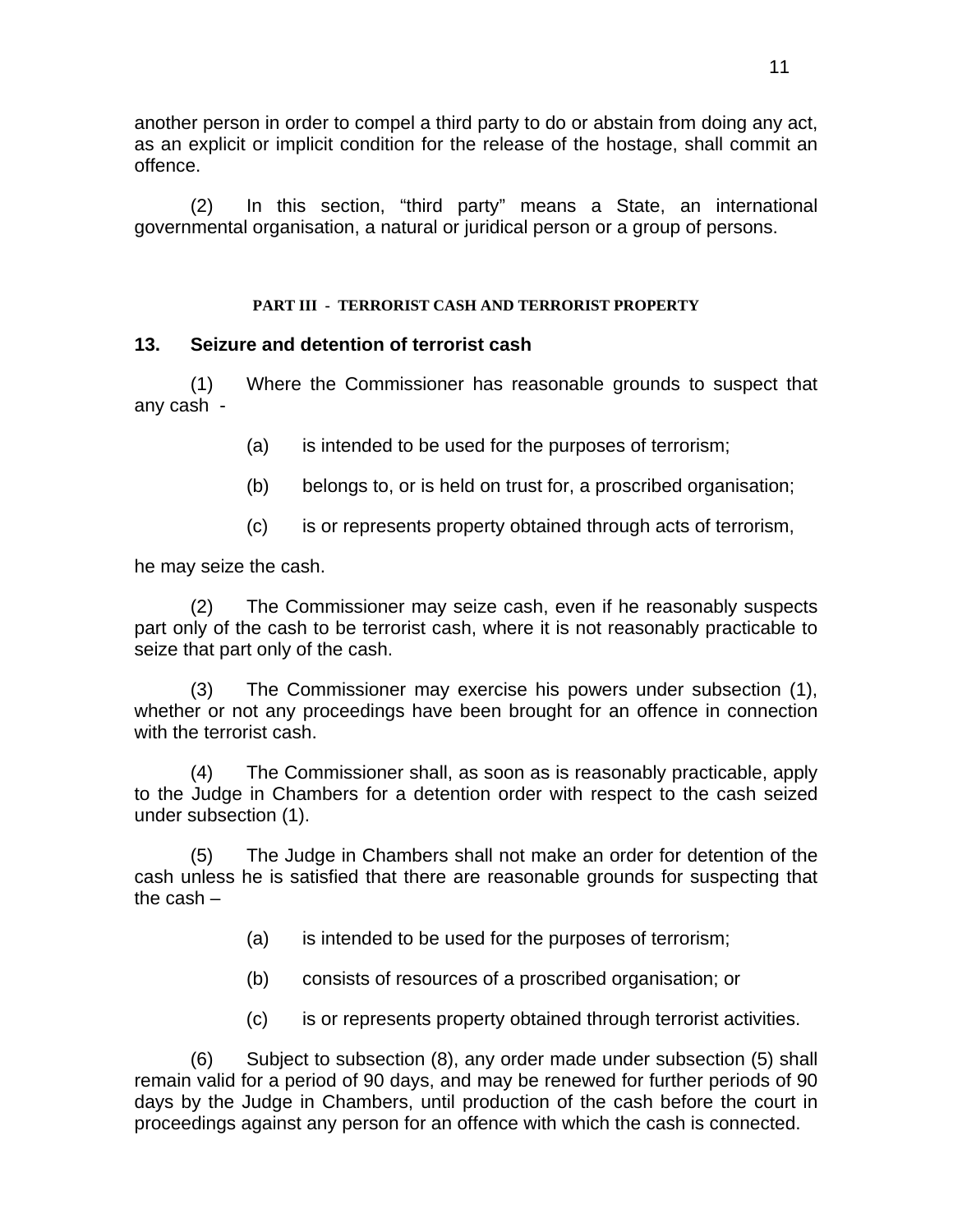another person in order to compel a third party to do or abstain from doing any act, as an explicit or implicit condition for the release of the hostage, shall commit an offence.

(2) In this section, "third party" means a State, an international governmental organisation, a natural or juridical person or a group of persons.

## PART III - TERRORIST CASH AND TERRORIST PROPERTY

### 13. Seizure and detention of terrorist cash

(1) Where the Commissioner has reasonable grounds to suspect that any cash -

(a) is intended to be used for the purposes of terrorism;

(b) belongs to, or is held on trust for, a proscribed organisation;

(c) is or represents property obtained through acts of terrorism,

he may seize the cash.

(2) The Commissioner may seize cash, even if he reasonably suspects part only of the cash to be terrorist cash, where it is not reasonably practicable to seize that part only of the cash.

(3) The Commissioner may exercise his powers under subsection (1), whether or not any proceedings have been brought for an offence in connection with the terrorist cash.

(4) The Commissioner shall, as soon as is reasonably practicable, apply to the Judge in Chambers for a detention order with respect to the cash seized under subsection (1).

(5) The Judge in Chambers shall not make an order for detention of the cash unless he is satisfied that there are reasonable grounds for suspecting that the cash –

(a) is intended to be used for the purposes of terrorism;

(b) consists of resources of a proscribed organisation; or

(c) is or represents property obtained through terrorist activities.

(6) Subject to subsection (8), any order made under subsection (5) shall remain valid for a period of 90 days, and may be renewed for further periods of 90 days by the Judge in Chambers, until production of the cash before the court in proceedings against any person for an offence with which the cash is connected.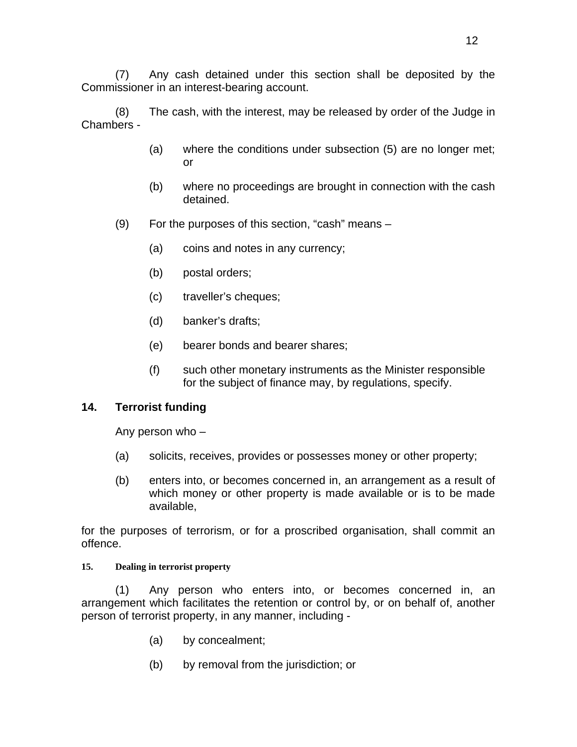(7) Any cash detained under this section shall be deposited by the Commissioner in an interest-bearing account.

(8) The cash, with the interest, may be released by order of the Judge in Chambers -

(a) where the conditions under subsection (5) are no longer met; or

(b) where no proceedings are brought in connection with the cash detained.

(9) For the purposes of this section, "cash" means –

(a) coins and notes in any currency;

(b) postal orders;

(c) traveller's cheques;

(d) banker's drafts;

(e) bearer bonds and bearer shares;

(f) such other monetary instruments as the Minister responsible for the subject of finance may, by regulations, specify.

## 14. Terrorist funding

Any person who –

(a) solicits, receives, provides or possesses money or other property;

(b) enters into, or becomes concerned in, an arrangement as a result of which money or other property is made available or is to be made available,

for the purposes of terrorism, or for a proscribed organisation, shall commit an offence.

## 15. Dealing in terrorist property

(1) Any person who enters into, or becomes concerned in, an arrangement which facilitates the retention or control by, or on behalf of, another person of terrorist property, in any manner, including -

(a) by concealment;

(b) by removal from the jurisdiction; or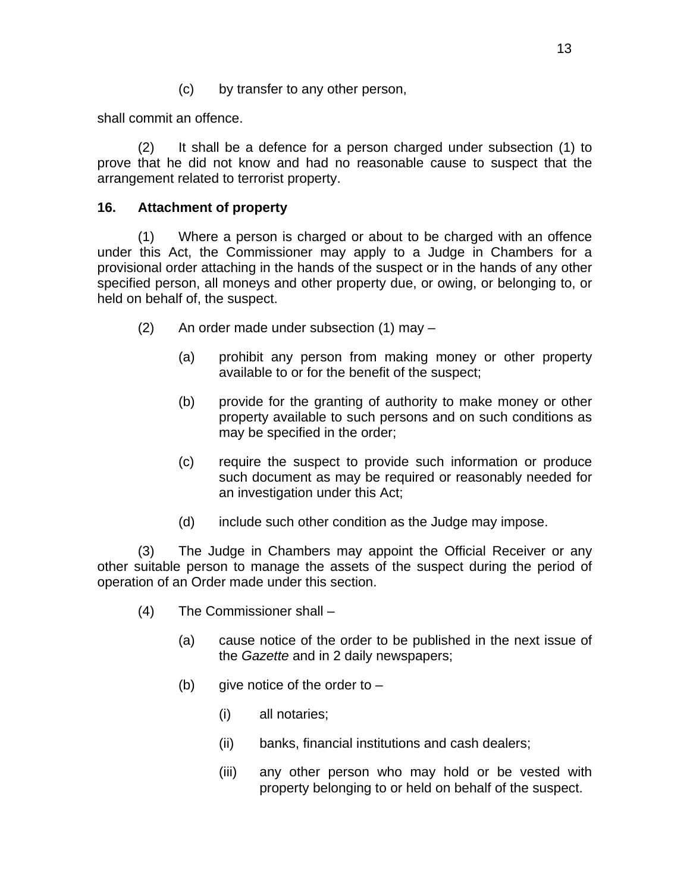(c) by transfer to any other person,

shall commit an offence.

(2) It shall be a defence for a person charged under subsection (1) to prove that he did not know and had no reasonable cause to suspect that the arrangement related to terrorist property.

**16. Attachment of property**

(1) Where a person is charged or about to be charged with an offence under this Act, the Commissioner may apply to a Judge in Chambers for a provisional order attaching in the hands of the suspect or in the hands of any other specified person, all moneys and other property due, or owing, or belonging to, or held on behalf of, the suspect.

(2) An order made under subsection (1) may –

(a) prohibit any person from making money or other property available to or for the benefit of the suspect;

(b) provide for the granting of authority to make money or other property available to such persons and on such conditions as may be specified in the order;

(c) require the suspect to provide such information or produce such document as may be required or reasonably needed for an investigation under this Act;

(d) include such other condition as the Judge may impose.

(3) The Judge in Chambers may appoint the Official Receiver or any other suitable person to manage the assets of the suspect during the period of operation of an Order made under this section.

(4) The Commissioner shall –

(a) cause notice of the order to be published in the next issue of the *Gazette* and in 2 daily newspapers;

(b) give notice of the order to –

(i) all notaries;

(ii) banks, financial institutions and cash dealers;

(iii) any other person who may hold or be vested with property belonging to or held on behalf of the suspect.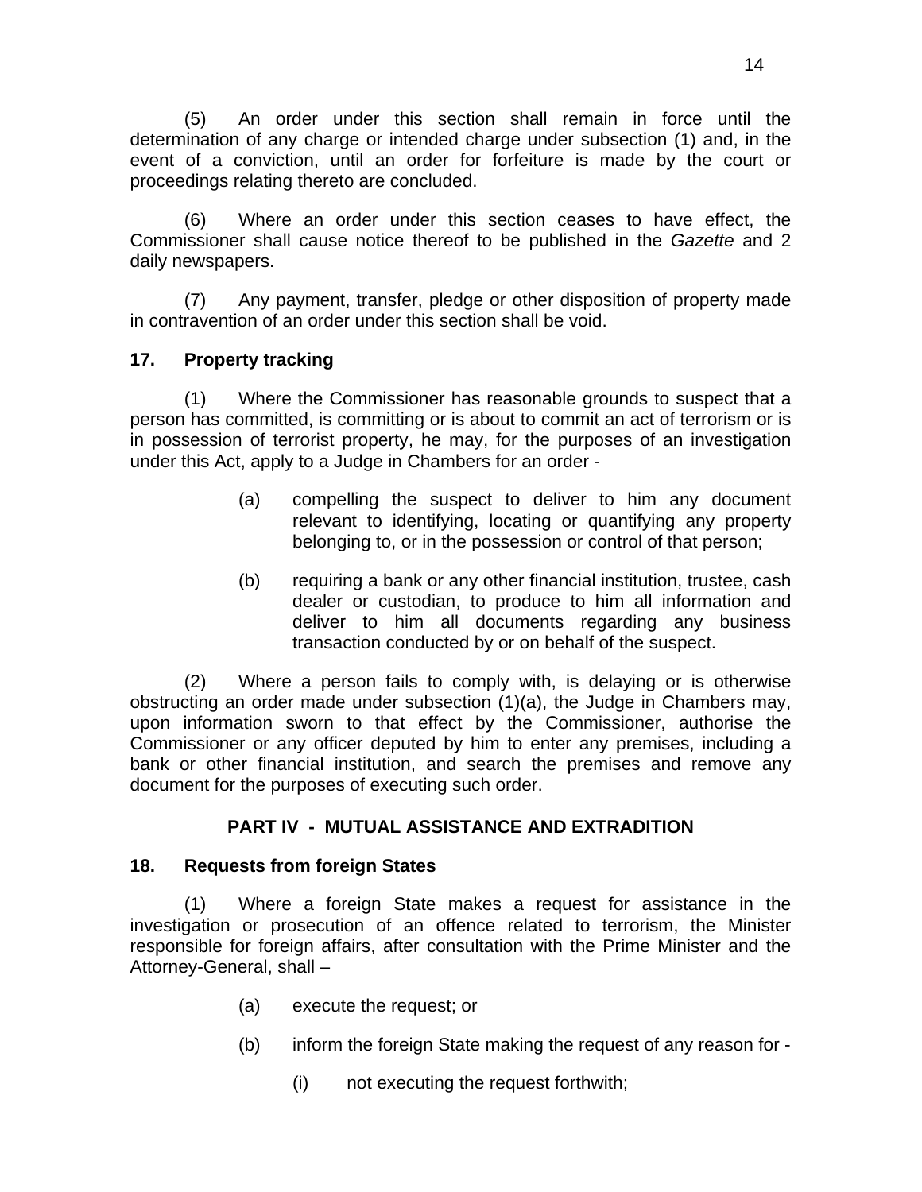(5) An order under this section shall remain in force until the determination of any charge or intended charge under subsection (1) and, in the event of a conviction, until an order for forfeiture is made by the court or proceedings relating thereto are concluded.

(6) Where an order under this section ceases to have effect, the Commissioner shall cause notice thereof to be published in the *Gazette* and 2 daily newspapers.

(7) Any payment, transfer, pledge or other disposition of property made in contravention of an order under this section shall be void.

**17. Property tracking**

(1) Where the Commissioner has reasonable grounds to suspect that a person has committed, is committing or is about to commit an act of terrorism or is in possession of terrorist property, he may, for the purposes of an investigation under this Act, apply to a Judge in Chambers for an order -

- (a) compelling the suspect to deliver to him any document relevant to identifying, locating or quantifying any property belonging to, or in the possession or control of that person;
- (b) requiring a bank or any other financial institution, trustee, cash dealer or custodian, to produce to him all information and deliver to him all documents regarding any business transaction conducted by or on behalf of the suspect.

(2) Where a person fails to comply with, is delaying or is otherwise obstructing an order made under subsection (1)(a), the Judge in Chambers may, upon information sworn to that effect by the Commissioner, authorise the Commissioner or any officer deputed by him to enter any premises, including a bank or other financial institution, and search the premises and remove any document for the purposes of executing such order.

## PART IV - MUTUAL ASSISTANCE AND EXTRADITION

**18. Requests from foreign States**

(1) Where a foreign State makes a request for assistance in the investigation or prosecution of an offence related to terrorism, the Minister responsible for foreign affairs, after consultation with the Prime Minister and the Attorney-General, shall –

- (a) execute the request; or
- (b) inform the foreign State making the request of any reason for -
  - (i) not executing the request forthwith;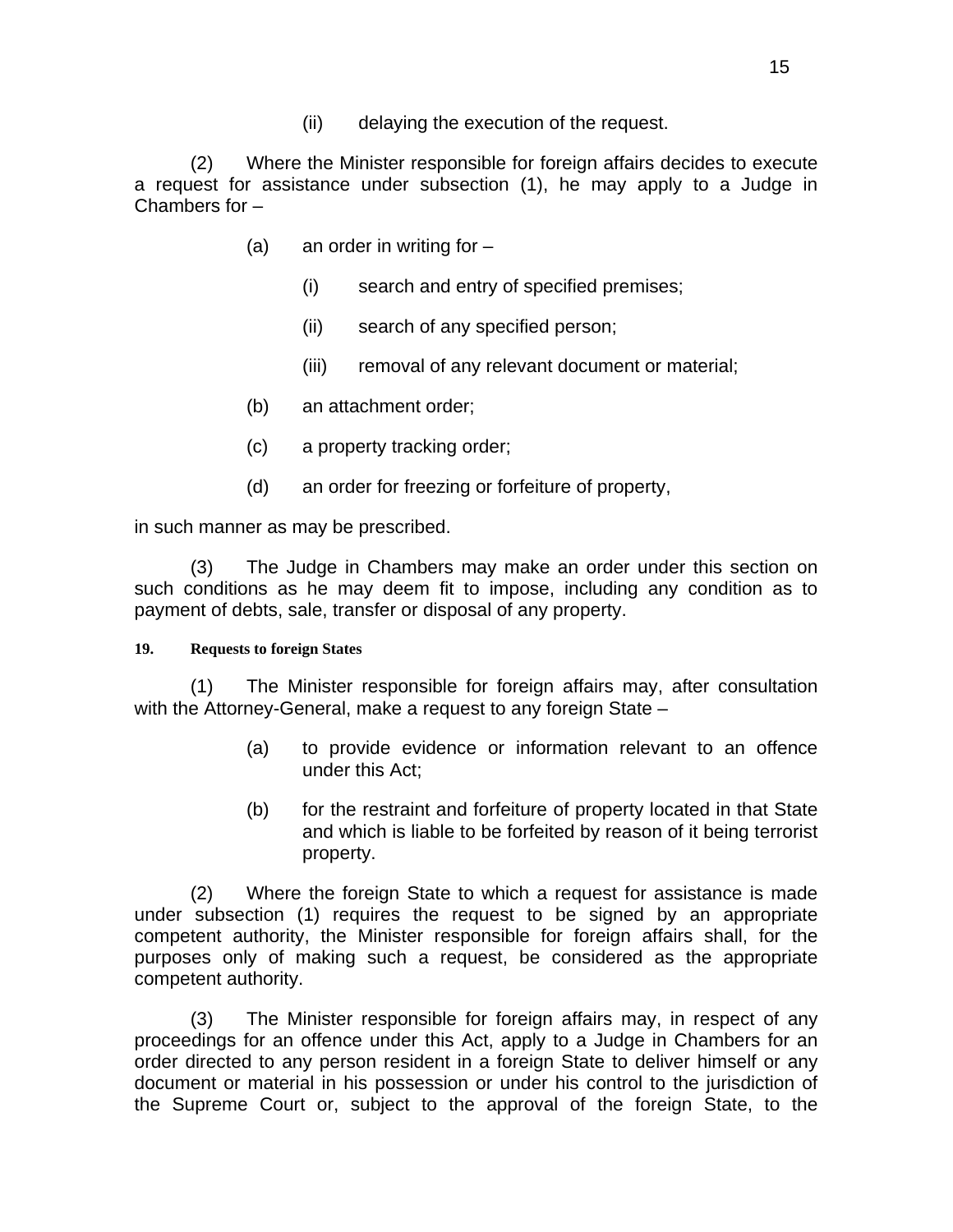(ii) delaying the execution of the request.

(2) Where the Minister responsible for foreign affairs decides to execute a request for assistance under subsection (1), he may apply to a Judge in Chambers for –

(a) an order in writing for –

(i) search and entry of specified premises;

(ii) search of any specified person;

(iii) removal of any relevant document or material;

(b) an attachment order;

(c) a property tracking order;

(d) an order for freezing or forfeiture of property,

in such manner as may be prescribed.

(3) The Judge in Chambers may make an order under this section on such conditions as he may deem fit to impose, including any condition as to payment of debts, sale, transfer or disposal of any property.

**19. Requests to foreign States**

(1) The Minister responsible for foreign affairs may, after consultation with the Attorney-General, make a request to any foreign State –

(a) to provide evidence or information relevant to an offence under this Act;

(b) for the restraint and forfeiture of property located in that State and which is liable to be forfeited by reason of it being terrorist property.

(2) Where the foreign State to which a request for assistance is made under subsection (1) requires the request to be signed by an appropriate competent authority, the Minister responsible for foreign affairs shall, for the purposes only of making such a request, be considered as the appropriate competent authority.

(3) The Minister responsible for foreign affairs may, in respect of any proceedings for an offence under this Act, apply to a Judge in Chambers for an order directed to any person resident in a foreign State to deliver himself or any document or material in his possession or under his control to the jurisdiction of the Supreme Court or, subject to the approval of the foreign State, to the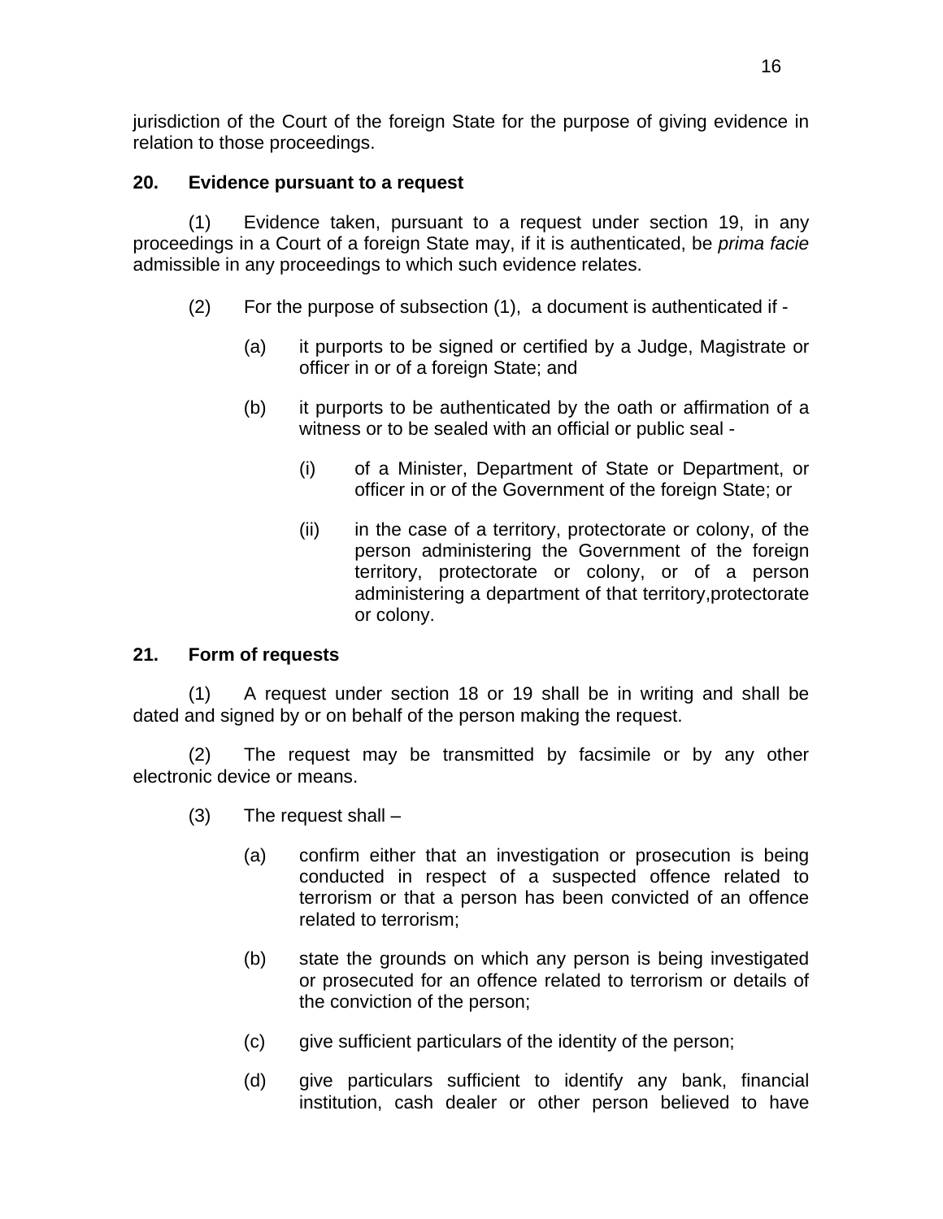jurisdiction of the Court of the foreign State for the purpose of giving evidence in relation to those proceedings.

**20. Evidence pursuant to a request**

(1) Evidence taken, pursuant to a request under section 19, in any proceedings in a Court of a foreign State may, if it is authenticated, be *prima facie* admissible in any proceedings to which such evidence relates.

(2) For the purpose of subsection (1), a document is authenticated if -

(a) it purports to be signed or certified by a Judge, Magistrate or officer in or of a foreign State; and

(b) it purports to be authenticated by the oath or affirmation of a witness or to be sealed with an official or public seal -

(i) of a Minister, Department of State or Department, or officer in or of the Government of the foreign State; or

(ii) in the case of a territory, protectorate or colony, of the person administering the Government of the foreign territory, protectorate or colony, or of a person administering a department of that territory,protectorate or colony.

**21. Form of requests**

(1) A request under section 18 or 19 shall be in writing and shall be dated and signed by or on behalf of the person making the request.

(2) The request may be transmitted by facsimile or by any other electronic device or means.

(3) The request shall –

(a) confirm either that an investigation or prosecution is being conducted in respect of a suspected offence related to terrorism or that a person has been convicted of an offence related to terrorism;

(b) state the grounds on which any person is being investigated or prosecuted for an offence related to terrorism or details of the conviction of the person;

(c) give sufficient particulars of the identity of the person;

(d) give particulars sufficient to identify any bank, financial institution, cash dealer or other person believed to have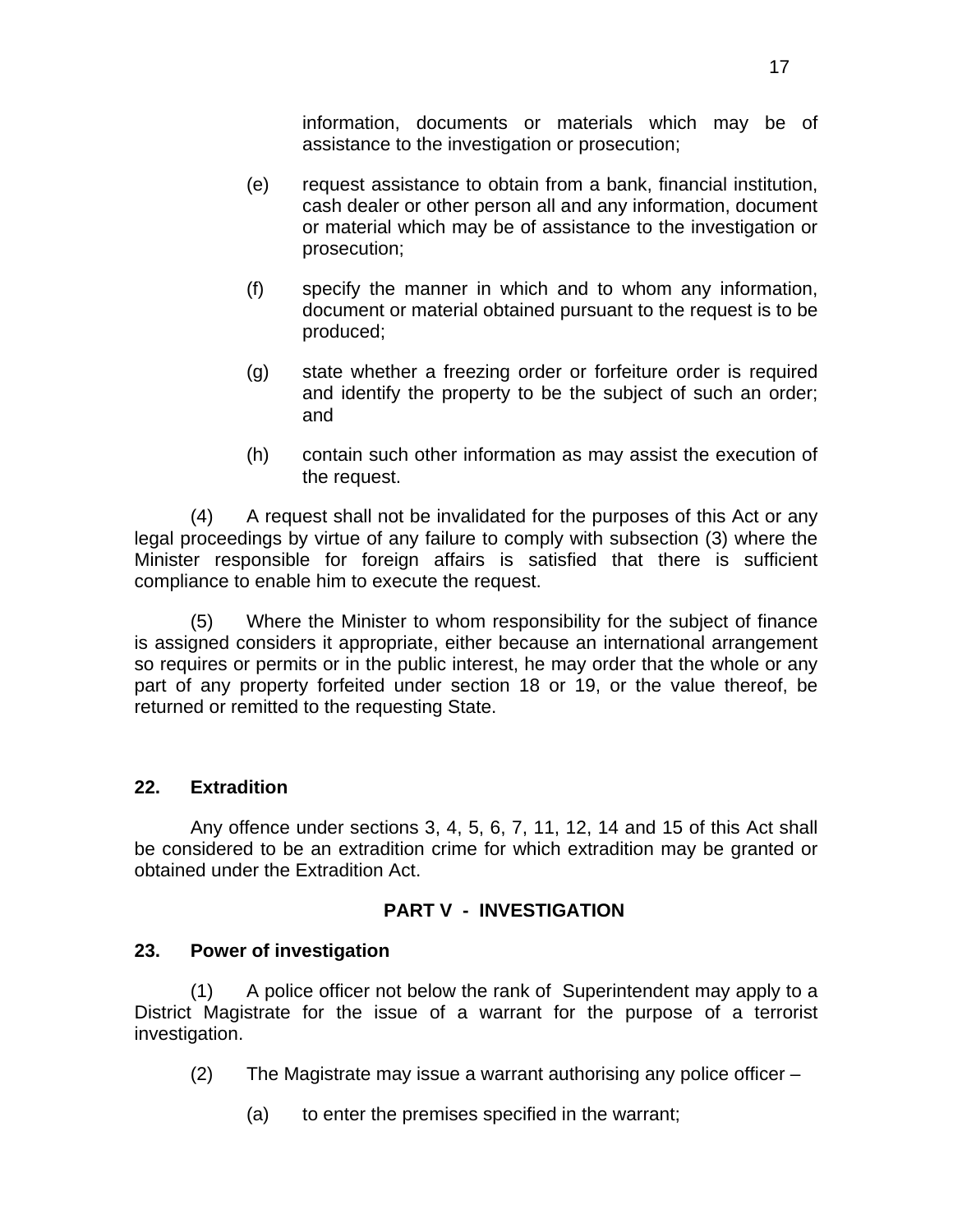information, documents or materials which may be of assistance to the investigation or prosecution;

(e) request assistance to obtain from a bank, financial institution, cash dealer or other person all and any information, document or material which may be of assistance to the investigation or prosecution;

(f) specify the manner in which and to whom any information, document or material obtained pursuant to the request is to be produced;

(g) state whether a freezing order or forfeiture order is required and identify the property to be the subject of such an order; and

(h) contain such other information as may assist the execution of the request.

(4) A request shall not be invalidated for the purposes of this Act or any legal proceedings by virtue of any failure to comply with subsection (3) where the Minister responsible for foreign affairs is satisfied that there is sufficient compliance to enable him to execute the request.

(5) Where the Minister to whom responsibility for the subject of finance is assigned considers it appropriate, either because an international arrangement so requires or permits or in the public interest, he may order that the whole or any part of any property forfeited under section 18 or 19, or the value thereof, be returned or remitted to the requesting State.

**22. Extradition**

Any offence under sections 3, 4, 5, 6, 7, 11, 12, 14 and 15 of this Act shall be considered to be an extradition crime for which extradition may be granted or obtained under the Extradition Act.

## PART V - INVESTIGATION

**23. Power of investigation**

(1) A police officer not below the rank of Superintendent may apply to a District Magistrate for the issue of a warrant for the purpose of a terrorist investigation.

(2) The Magistrate may issue a warrant authorising any police officer –

(a) to enter the premises specified in the warrant;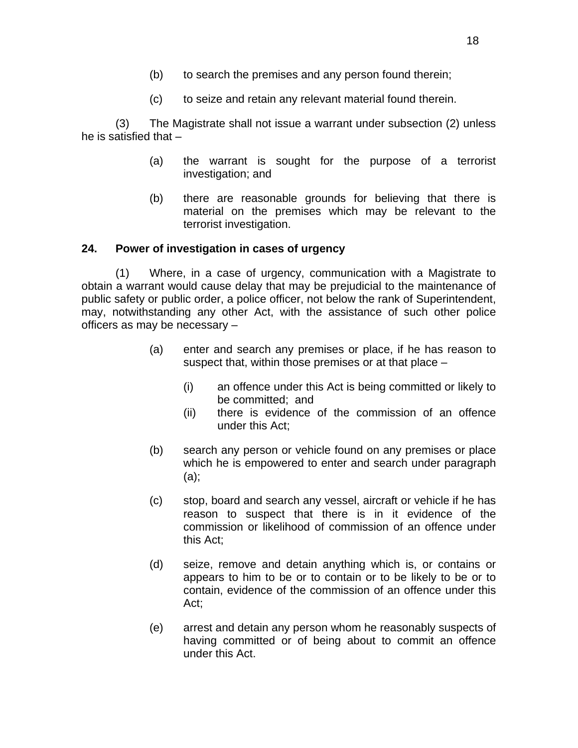(b) to search the premises and any person found therein;

(c) to seize and retain any relevant material found therein.

(3) The Magistrate shall not issue a warrant under subsection (2) unless he is satisfied that –

(a) the warrant is sought for the purpose of a terrorist investigation; and

(b) there are reasonable grounds for believing that there is material on the premises which may be relevant to the terrorist investigation.

**24. Power of investigation in cases of urgency**

(1) Where, in a case of urgency, communication with a Magistrate to obtain a warrant would cause delay that may be prejudicial to the maintenance of public safety or public order, a police officer, not below the rank of Superintendent, may, notwithstanding any other Act, with the assistance of such other police officers as may be necessary –

(a) enter and search any premises or place, if he has reason to suspect that, within those premises or at that place –

(i) an offence under this Act is being committed or likely to be committed; and

(ii) there is evidence of the commission of an offence under this Act;

(b) search any person or vehicle found on any premises or place which he is empowered to enter and search under paragraph (a);

(c) stop, board and search any vessel, aircraft or vehicle if he has reason to suspect that there is in it evidence of the commission or likelihood of commission of an offence under this Act;

(d) seize, remove and detain anything which is, or contains or appears to him to be or to contain or to be likely to be or to contain, evidence of the commission of an offence under this Act;

(e) arrest and detain any person whom he reasonably suspects of having committed or of being about to commit an offence under this Act.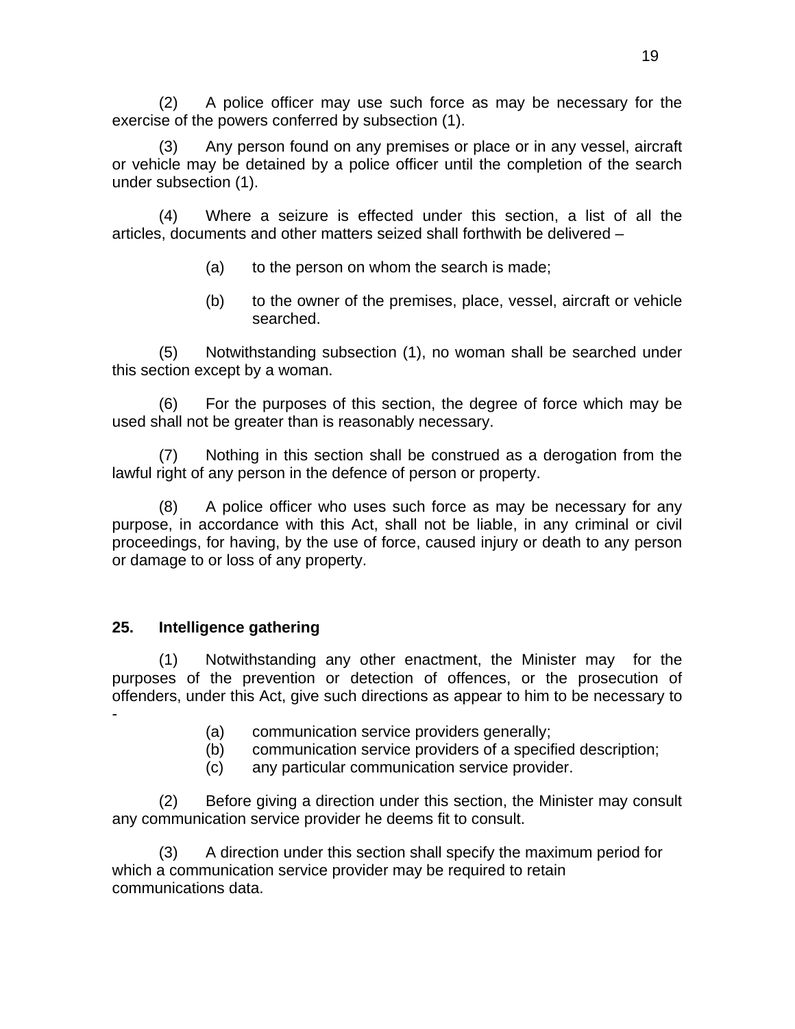(2) A police officer may use such force as may be necessary for the exercise of the powers conferred by subsection (1).

(3) Any person found on any premises or place or in any vessel, aircraft or vehicle may be detained by a police officer until the completion of the search under subsection (1).

(4) Where a seizure is effected under this section, a list of all the articles, documents and other matters seized shall forthwith be delivered –

(a) to the person on whom the search is made;

(b) to the owner of the premises, place, vessel, aircraft or vehicle searched.

(5) Notwithstanding subsection (1), no woman shall be searched under this section except by a woman.

(6) For the purposes of this section, the degree of force which may be used shall not be greater than is reasonably necessary.

(7) Nothing in this section shall be construed as a derogation from the lawful right of any person in the defence of person or property.

(8) A police officer who uses such force as may be necessary for any purpose, in accordance with this Act, shall not be liable, in any criminal or civil proceedings, for having, by the use of force, caused injury or death to any person or damage to or loss of any property.

**25. Intelligence gathering**

(1) Notwithstanding any other enactment, the Minister may for the purposes of the prevention or detection of offences, or the prosecution of offenders, under this Act, give such directions as appear to him to be necessary to -

(a) communication service providers generally;
(b) communication service providers of a specified description;
(c) any particular communication service provider.

(2) Before giving a direction under this section, the Minister may consult any communication service provider he deems fit to consult.

(3) A direction under this section shall specify the maximum period for which a communication service provider may be required to retain communications data.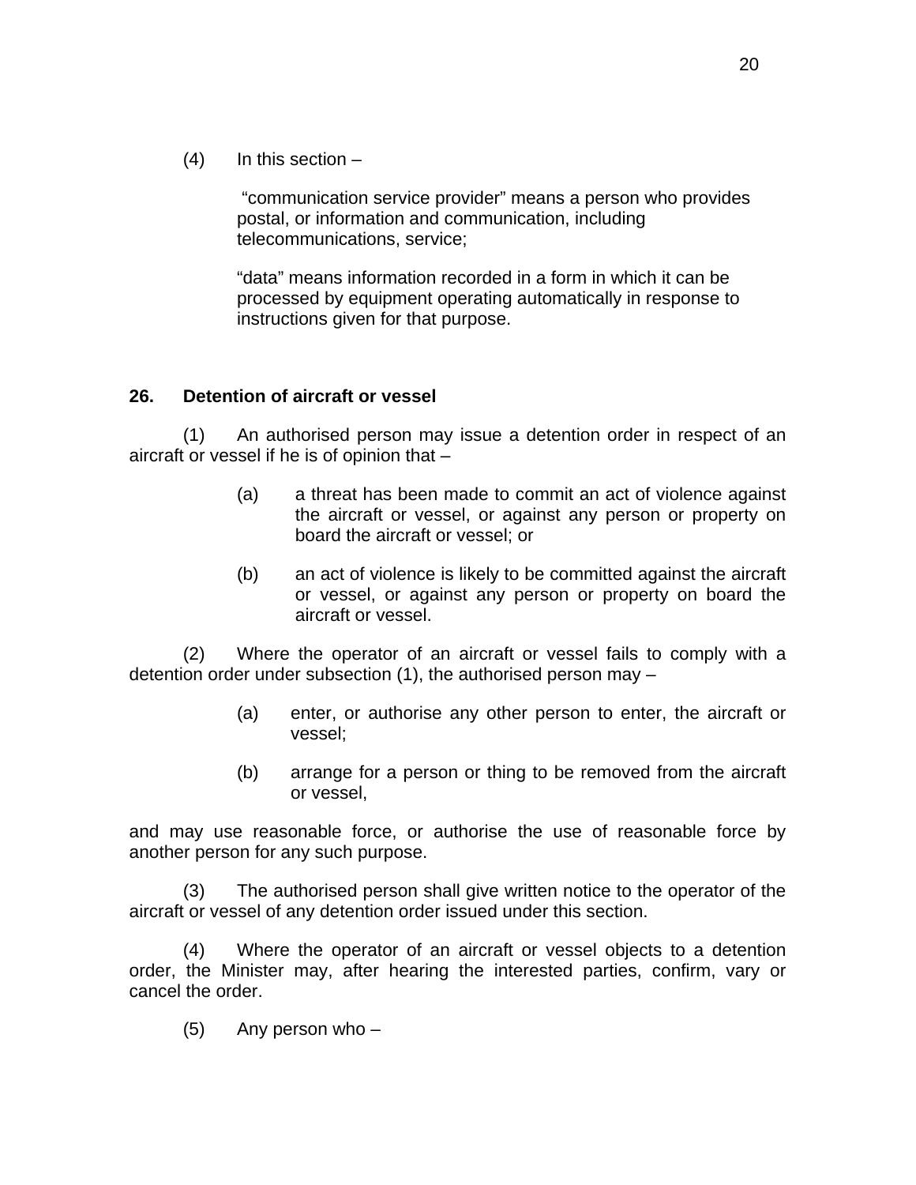(4) In this section –

"communication service provider" means a person who provides postal, or information and communication, including telecommunications, service;

"data" means information recorded in a form in which it can be processed by equipment operating automatically in response to instructions given for that purpose.

**26. Detention of aircraft or vessel**

(1) An authorised person may issue a detention order in respect of an aircraft or vessel if he is of opinion that –

(a) a threat has been made to commit an act of violence against the aircraft or vessel, or against any person or property on board the aircraft or vessel; or

(b) an act of violence is likely to be committed against the aircraft or vessel, or against any person or property on board the aircraft or vessel.

(2) Where the operator of an aircraft or vessel fails to comply with a detention order under subsection (1), the authorised person may –

(a) enter, or authorise any other person to enter, the aircraft or vessel;

(b) arrange for a person or thing to be removed from the aircraft or vessel,

and may use reasonable force, or authorise the use of reasonable force by another person for any such purpose.

(3) The authorised person shall give written notice to the operator of the aircraft or vessel of any detention order issued under this section.

(4) Where the operator of an aircraft or vessel objects to a detention order, the Minister may, after hearing the interested parties, confirm, vary or cancel the order.

(5) Any person who –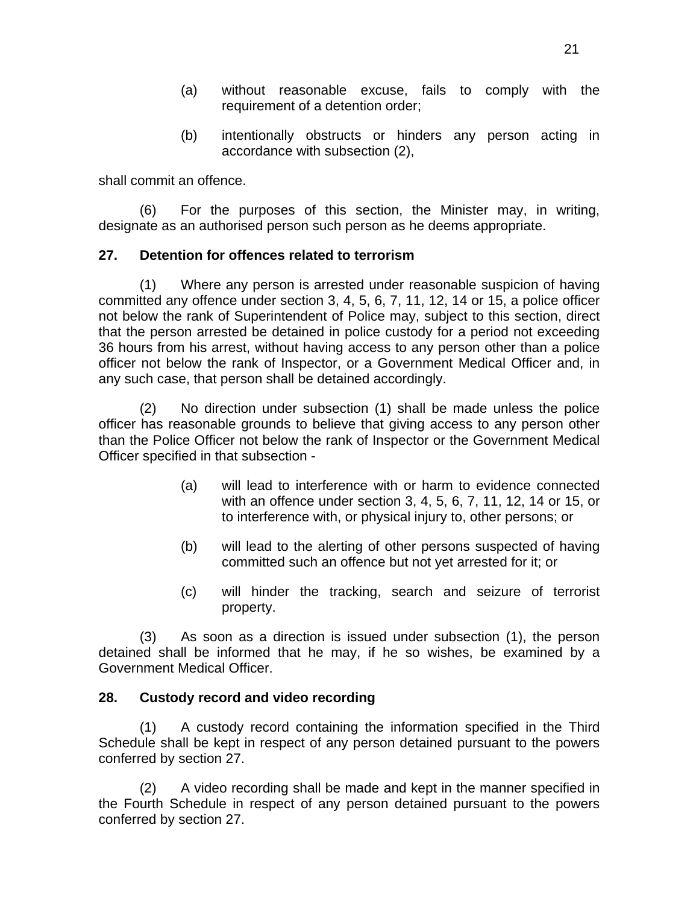(a) without reasonable excuse, fails to comply with the requirement of a detention order;

(b) intentionally obstructs or hinders any person acting in accordance with subsection (2),

shall commit an offence.

(6) For the purposes of this section, the Minister may, in writing, designate as an authorised person such person as he deems appropriate.

**27. Detention for offences related to terrorism**

(1) Where any person is arrested under reasonable suspicion of having committed any offence under section 3, 4, 5, 6, 7, 11, 12, 14 or 15, a police officer not below the rank of Superintendent of Police may, subject to this section, direct that the person arrested be detained in police custody for a period not exceeding 36 hours from his arrest, without having access to any person other than a police officer not below the rank of Inspector, or a Government Medical Officer and, in any such case, that person shall be detained accordingly.

(2) No direction under subsection (1) shall be made unless the police officer has reasonable grounds to believe that giving access to any person other than the Police Officer not below the rank of Inspector or the Government Medical Officer specified in that subsection -

(a) will lead to interference with or harm to evidence connected with an offence under section 3, 4, 5, 6, 7, 11, 12, 14 or 15, or to interference with, or physical injury to, other persons; or

(b) will lead to the alerting of other persons suspected of having committed such an offence but not yet arrested for it; or

(c) will hinder the tracking, search and seizure of terrorist property.

(3) As soon as a direction is issued under subsection (1), the person detained shall be informed that he may, if he so wishes, be examined by a Government Medical Officer.

**28. Custody record and video recording**

(1) A custody record containing the information specified in the Third Schedule shall be kept in respect of any person detained pursuant to the powers conferred by section 27.

(2) A video recording shall be made and kept in the manner specified in the Fourth Schedule in respect of any person detained pursuant to the powers conferred by section 27.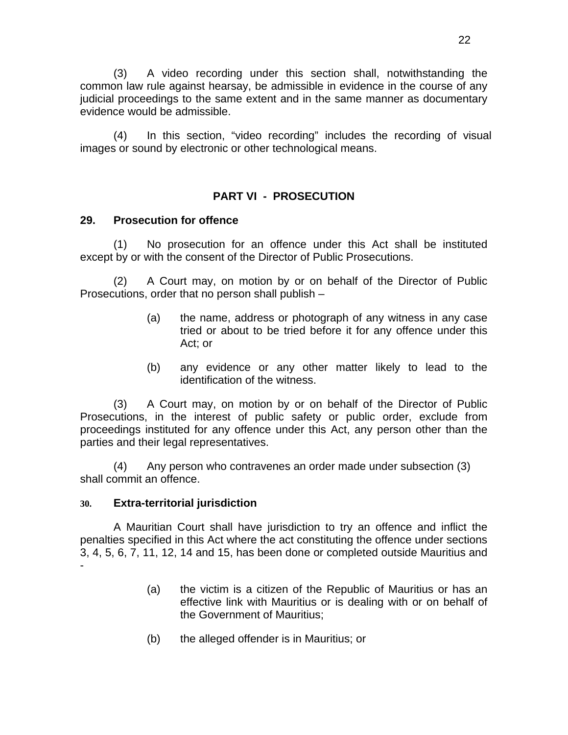(3) A video recording under this section shall, notwithstanding the common law rule against hearsay, be admissible in evidence in the course of any judicial proceedings to the same extent and in the same manner as documentary evidence would be admissible.

(4) In this section, "video recording" includes the recording of visual images or sound by electronic or other technological means.

## PART VI - PROSECUTION

### 29. Prosecution for offence

(1) No prosecution for an offence under this Act shall be instituted except by or with the consent of the Director of Public Prosecutions.

(2) A Court may, on motion by or on behalf of the Director of Public Prosecutions, order that no person shall publish –

(a) the name, address or photograph of any witness in any case tried or about to be tried before it for any offence under this Act; or

(b) any evidence or any other matter likely to lead to the identification of the witness.

(3) A Court may, on motion by or on behalf of the Director of Public Prosecutions, in the interest of public safety or public order, exclude from proceedings instituted for any offence under this Act, any person other than the parties and their legal representatives.

(4) Any person who contravenes an order made under subsection (3) shall commit an offence.

### 30. Extra-territorial jurisdiction

A Mauritian Court shall have jurisdiction to try an offence and inflict the penalties specified in this Act where the act constituting the offence under sections 3, 4, 5, 6, 7, 11, 12, 14 and 15, has been done or completed outside Mauritius and -

(a) the victim is a citizen of the Republic of Mauritius or has an effective link with Mauritius or is dealing with or on behalf of the Government of Mauritius;

(b) the alleged offender is in Mauritius; or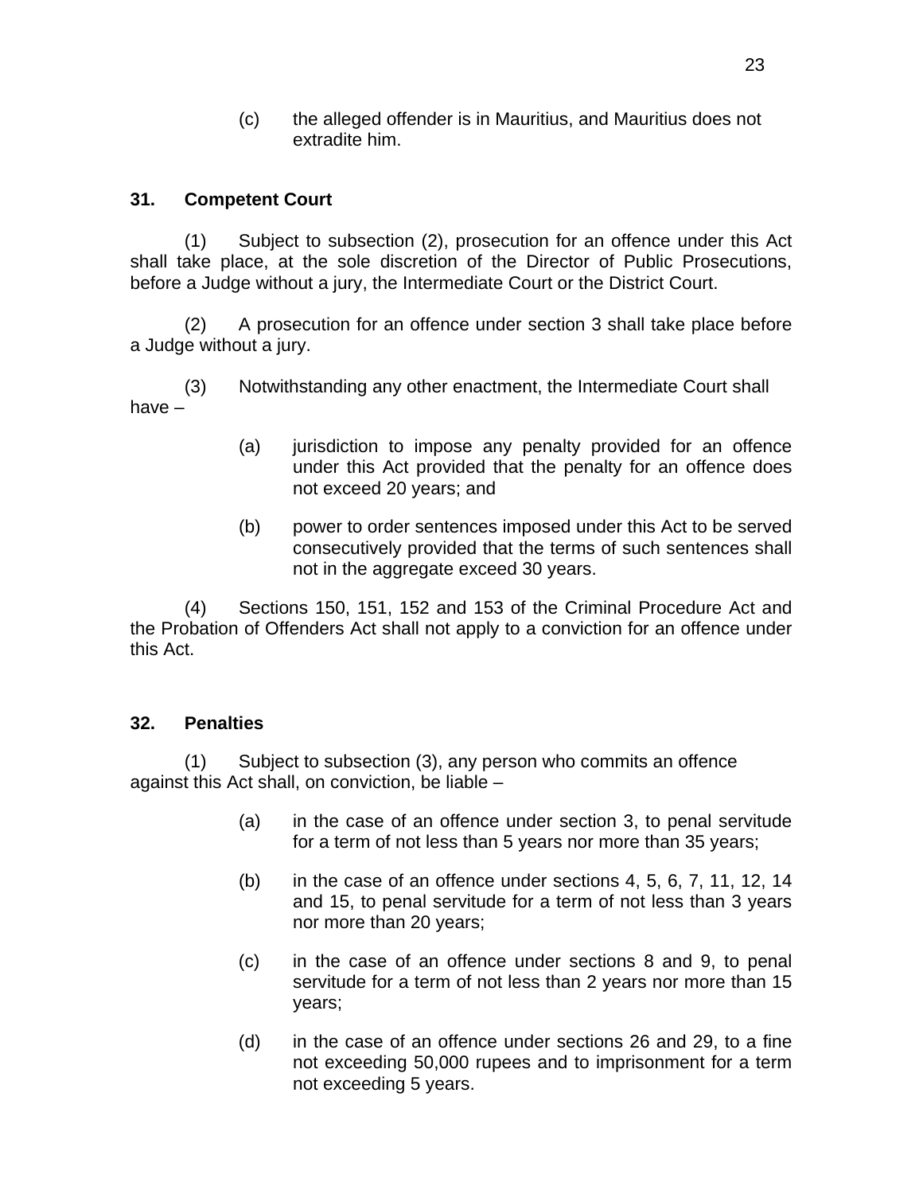(c) the alleged offender is in Mauritius, and Mauritius does not extradite him.

**31. Competent Court**

(1) Subject to subsection (2), prosecution for an offence under this Act shall take place, at the sole discretion of the Director of Public Prosecutions, before a Judge without a jury, the Intermediate Court or the District Court.

(2) A prosecution for an offence under section 3 shall take place before a Judge without a jury.

(3) Notwithstanding any other enactment, the Intermediate Court shall have –

(a) jurisdiction to impose any penalty provided for an offence under this Act provided that the penalty for an offence does not exceed 20 years; and

(b) power to order sentences imposed under this Act to be served consecutively provided that the terms of such sentences shall not in the aggregate exceed 30 years.

(4) Sections 150, 151, 152 and 153 of the Criminal Procedure Act and the Probation of Offenders Act shall not apply to a conviction for an offence under this Act.

**32. Penalties**

(1) Subject to subsection (3), any person who commits an offence against this Act shall, on conviction, be liable –

(a) in the case of an offence under section 3, to penal servitude for a term of not less than 5 years nor more than 35 years;

(b) in the case of an offence under sections 4, 5, 6, 7, 11, 12, 14 and 15, to penal servitude for a term of not less than 3 years nor more than 20 years;

(c) in the case of an offence under sections 8 and 9, to penal servitude for a term of not less than 2 years nor more than 15 years;

(d) in the case of an offence under sections 26 and 29, to a fine not exceeding 50,000 rupees and to imprisonment for a term not exceeding 5 years.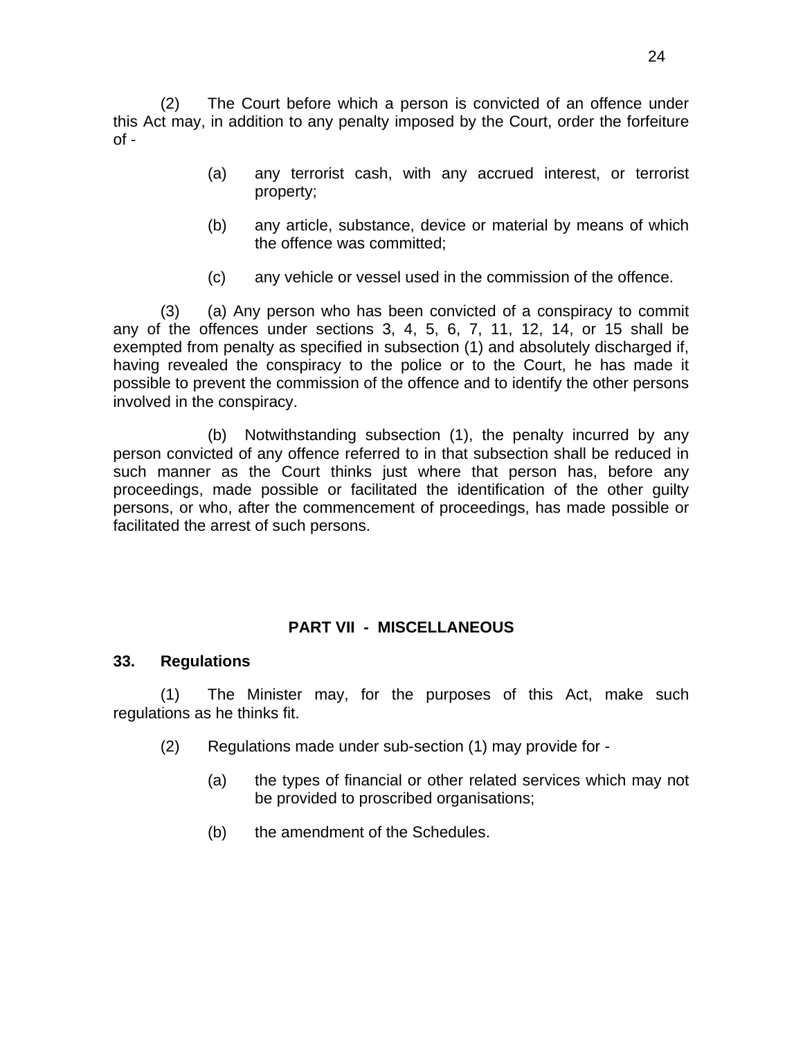(2) The Court before which a person is convicted of an offence under this Act may, in addition to any penalty imposed by the Court, order the forfeiture of -

(a) any terrorist cash, with any accrued interest, or terrorist property;

(b) any article, substance, device or material by means of which the offence was committed;

(c) any vehicle or vessel used in the commission of the offence.

(3) (a) Any person who has been convicted of a conspiracy to commit any of the offences under sections 3, 4, 5, 6, 7, 11, 12, 14, or 15 shall be exempted from penalty as specified in subsection (1) and absolutely discharged if, having revealed the conspiracy to the police or to the Court, he has made it possible to prevent the commission of the offence and to identify the other persons involved in the conspiracy.

(b) Notwithstanding subsection (1), the penalty incurred by any person convicted of any offence referred to in that subsection shall be reduced in such manner as the Court thinks just where that person has, before any proceedings, made possible or facilitated the identification of the other guilty persons, or who, after the commencement of proceedings, has made possible or facilitated the arrest of such persons.

## PART VII - MISCELLANEOUS

### 33. Regulations

(1) The Minister may, for the purposes of this Act, make such regulations as he thinks fit.

(2) Regulations made under sub-section (1) may provide for -

(a) the types of financial or other related services which may not be provided to proscribed organisations;

(b) the amendment of the Schedules.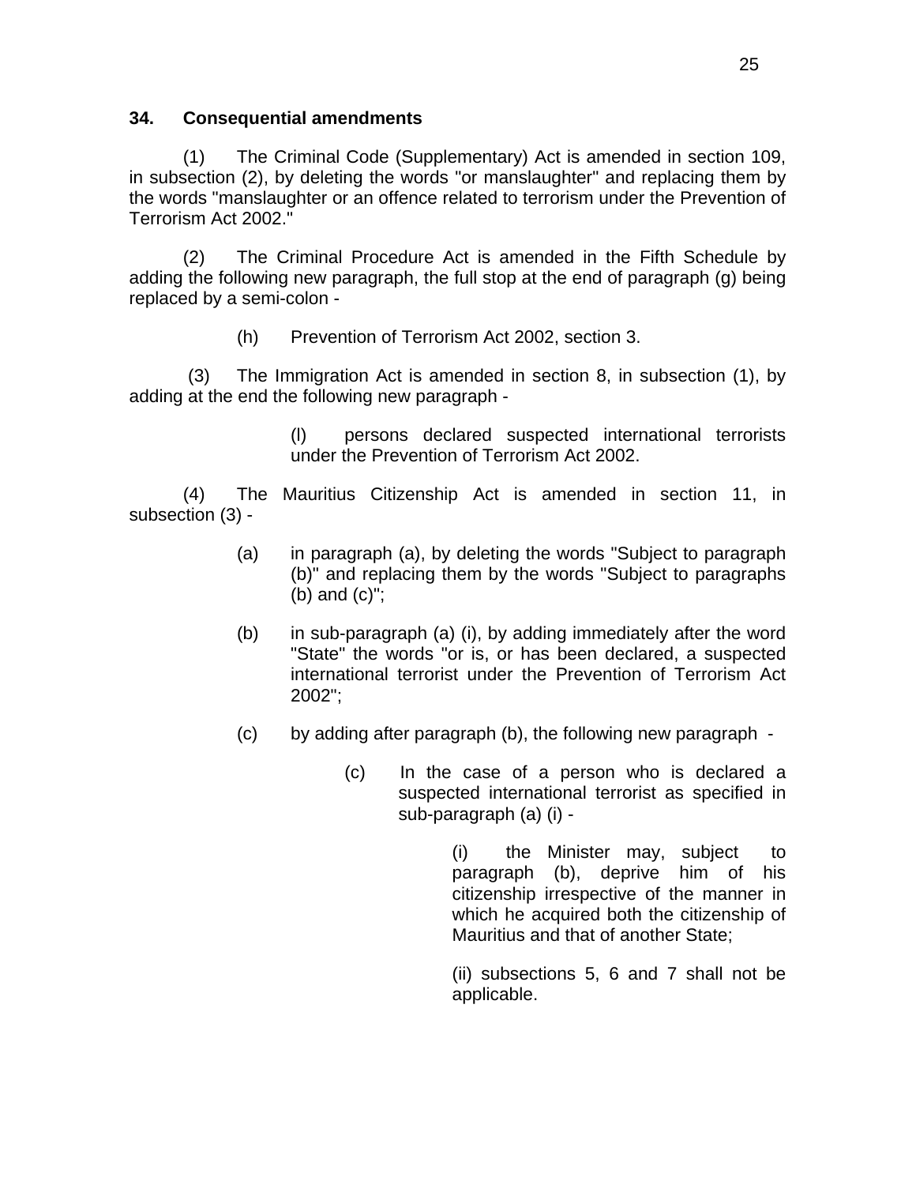**34. Consequential amendments**

(1) The Criminal Code (Supplementary) Act is amended in section 109, in subsection (2), by deleting the words "or manslaughter" and replacing them by the words "manslaughter or an offence related to terrorism under the Prevention of Terrorism Act 2002."

(2) The Criminal Procedure Act is amended in the Fifth Schedule by adding the following new paragraph, the full stop at the end of paragraph (g) being replaced by a semi-colon -

> (h) Prevention of Terrorism Act 2002, section 3.

(3) The Immigration Act is amended in section 8, in subsection (1), by adding at the end the following new paragraph -

> (l) persons declared suspected international terrorists under the Prevention of Terrorism Act 2002.

(4) The Mauritius Citizenship Act is amended in section 11, in subsection (3) -

> (a) in paragraph (a), by deleting the words "Subject to paragraph (b)" and replacing them by the words "Subject to paragraphs (b) and (c)";
>
> (b) in sub-paragraph (a) (i), by adding immediately after the word "State" the words "or is, or has been declared, a suspected international terrorist under the Prevention of Terrorism Act 2002";
>
> (c) by adding after paragraph (b), the following new paragraph -
>
> > (c) In the case of a person who is declared a suspected international terrorist as specified in sub-paragraph (a) (i) -
> >
> > > (i) the Minister may, subject to paragraph (b), deprive him of his citizenship irrespective of the manner in which he acquired both the citizenship of Mauritius and that of another State;
> > >
> > > (ii) subsections 5, 6 and 7 shall not be applicable.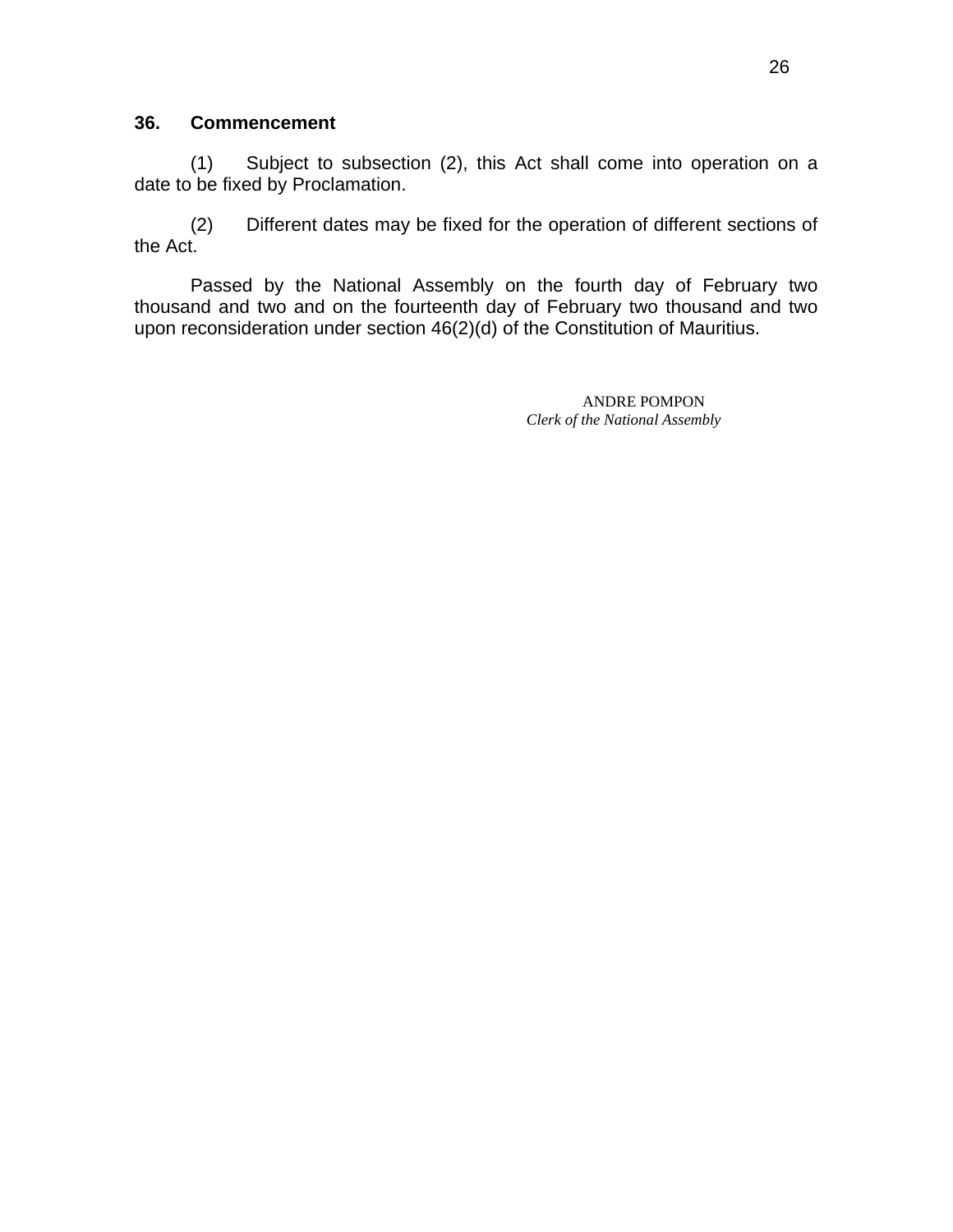**36. Commencement**

(1) Subject to subsection (2), this Act shall come into operation on a date to be fixed by Proclamation.

(2) Different dates may be fixed for the operation of different sections of the Act.

Passed by the National Assembly on the fourth day of February two thousand and two and on the fourteenth day of February two thousand and two upon reconsideration under section 46(2)(d) of the Constitution of Mauritius.

ANDRE POMPON
*Clerk of the National Assembly*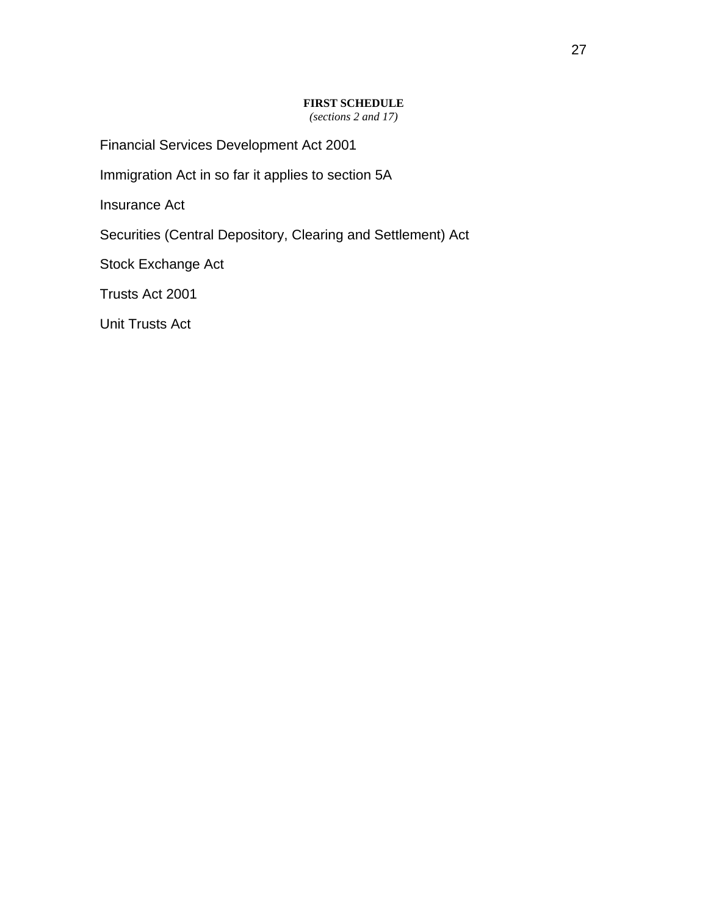## FIRST SCHEDULE

*(sections 2 and 17)*

Financial Services Development Act 2001

Immigration Act in so far it applies to section 5A

Insurance Act

Securities (Central Depository, Clearing and Settlement) Act

Stock Exchange Act

Trusts Act 2001

Unit Trusts Act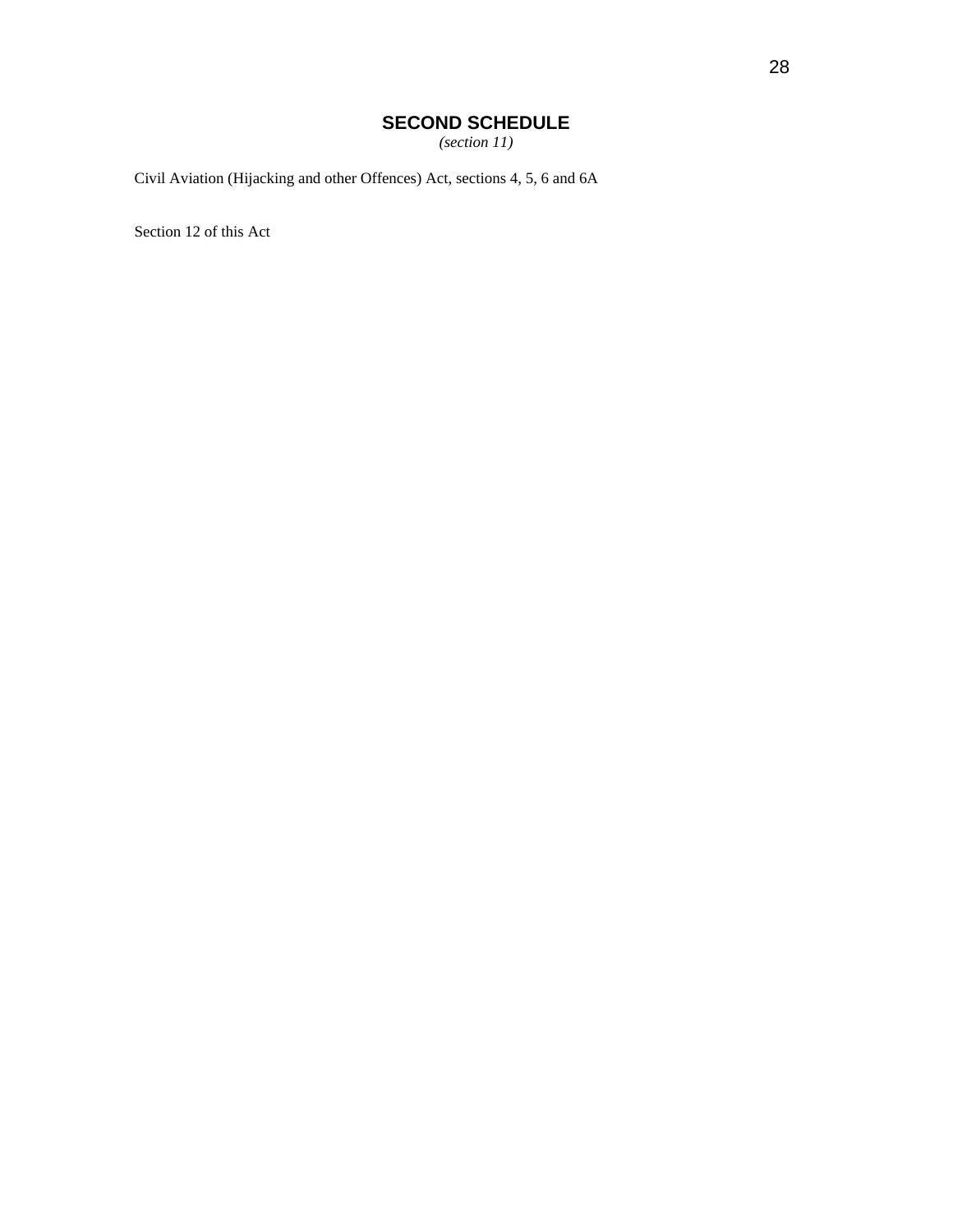# SECOND SCHEDULE

*(section 11)*

Civil Aviation (Hijacking and other Offences) Act, sections 4, 5, 6 and 6A

Section 12 of this Act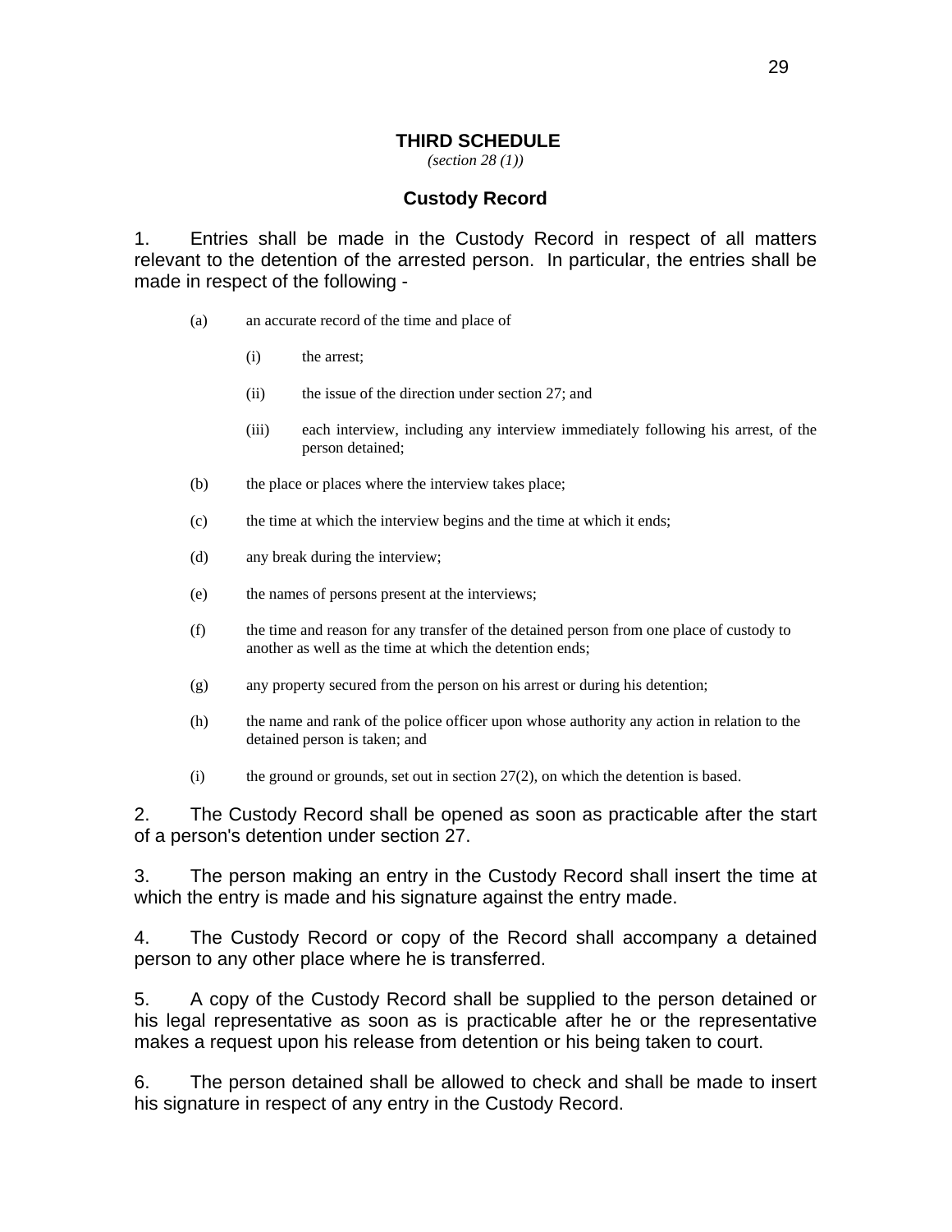## THIRD SCHEDULE

*(section 28 (1))*

### Custody Record

1. Entries shall be made in the Custody Record in respect of all matters relevant to the detention of the arrested person. In particular, the entries shall be made in respect of the following -

   (a) an accurate record of the time and place of

      (i) the arrest;

      (ii) the issue of the direction under section 27; and

      (iii) each interview, including any interview immediately following his arrest, of the person detained;

   (b) the place or places where the interview takes place;

   (c) the time at which the interview begins and the time at which it ends;

   (d) any break during the interview;

   (e) the names of persons present at the interviews;

   (f) the time and reason for any transfer of the detained person from one place of custody to another as well as the time at which the detention ends;

   (g) any property secured from the person on his arrest or during his detention;

   (h) the name and rank of the police officer upon whose authority any action in relation to the detained person is taken; and

   (i) the ground or grounds, set out in section 27(2), on which the detention is based.

2. The Custody Record shall be opened as soon as practicable after the start of a person's detention under section 27.

3. The person making an entry in the Custody Record shall insert the time at which the entry is made and his signature against the entry made.

4. The Custody Record or copy of the Record shall accompany a detained person to any other place where he is transferred.

5. A copy of the Custody Record shall be supplied to the person detained or his legal representative as soon as is practicable after he or the representative makes a request upon his release from detention or his being taken to court.

6. The person detained shall be allowed to check and shall be made to insert his signature in respect of any entry in the Custody Record.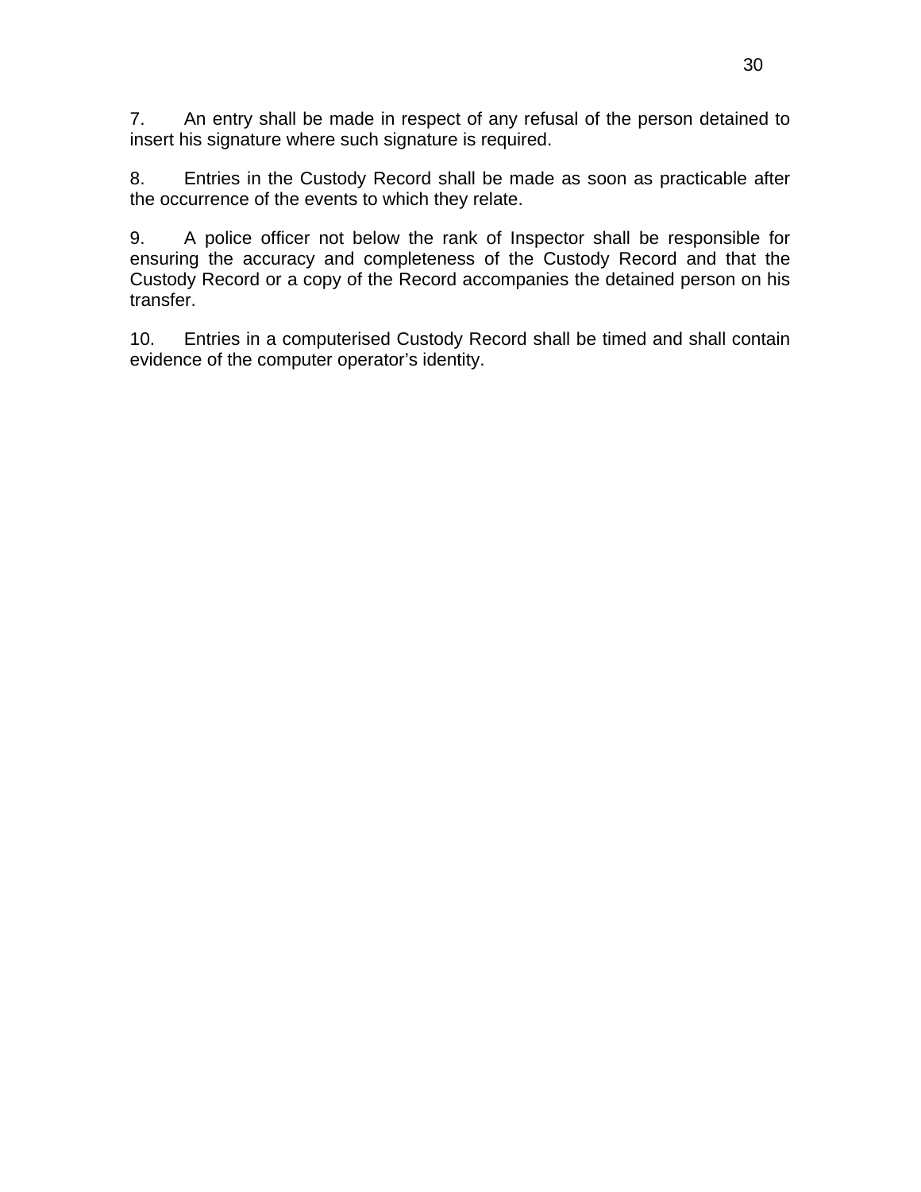7. An entry shall be made in respect of any refusal of the person detained to insert his signature where such signature is required.

8. Entries in the Custody Record shall be made as soon as practicable after the occurrence of the events to which they relate.

9. A police officer not below the rank of Inspector shall be responsible for ensuring the accuracy and completeness of the Custody Record and that the Custody Record or a copy of the Record accompanies the detained person on his transfer.

10. Entries in a computerised Custody Record shall be timed and shall contain evidence of the computer operator's identity.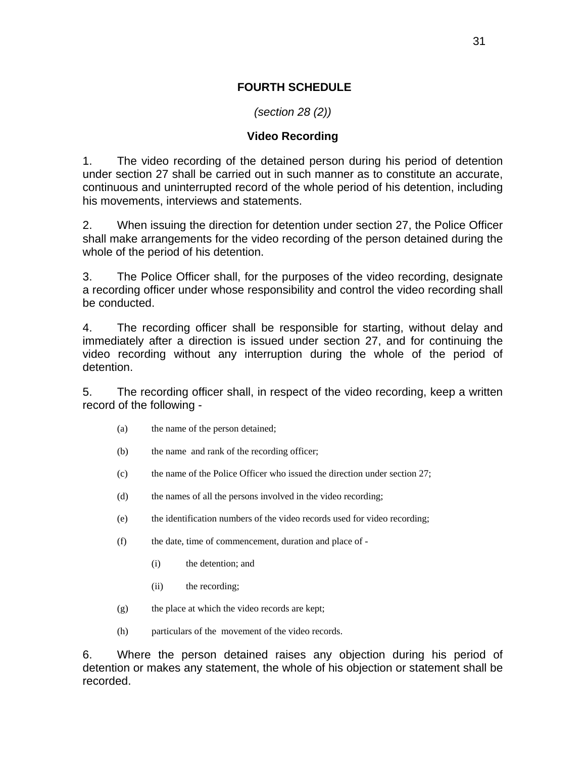## FOURTH SCHEDULE

*(section 28 (2))*

### Video Recording

1. The video recording of the detained person during his period of detention under section 27 shall be carried out in such manner as to constitute an accurate, continuous and uninterrupted record of the whole period of his detention, including his movements, interviews and statements.

2. When issuing the direction for detention under section 27, the Police Officer shall make arrangements for the video recording of the person detained during the whole of the period of his detention.

3. The Police Officer shall, for the purposes of the video recording, designate a recording officer under whose responsibility and control the video recording shall be conducted.

4. The recording officer shall be responsible for starting, without delay and immediately after a direction is issued under section 27, and for continuing the video recording without any interruption during the whole of the period of detention.

5. The recording officer shall, in respect of the video recording, keep a written record of the following -

   (a) the name of the person detained;

   (b) the name and rank of the recording officer;

   (c) the name of the Police Officer who issued the direction under section 27;

   (d) the names of all the persons involved in the video recording;

   (e) the identification numbers of the video records used for video recording;

   (f) the date, time of commencement, duration and place of -

      (i) the detention; and

      (ii) the recording;

   (g) the place at which the video records are kept;

   (h) particulars of the movement of the video records.

6. Where the person detained raises any objection during his period of detention or makes any statement, the whole of his objection or statement shall be recorded.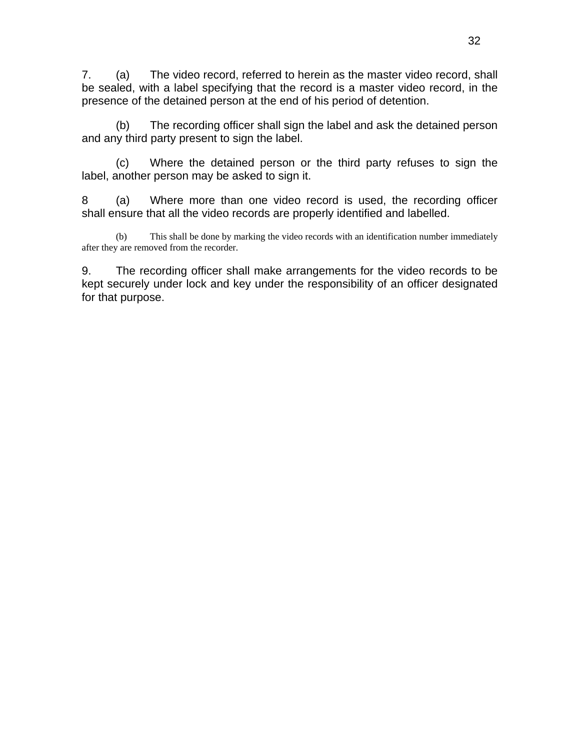7. (a) The video record, referred to herein as the master video record, shall be sealed, with a label specifying that the record is a master video record, in the presence of the detained person at the end of his period of detention.

(b) The recording officer shall sign the label and ask the detained person and any third party present to sign the label.

(c) Where the detained person or the third party refuses to sign the label, another person may be asked to sign it.

8 (a) Where more than one video record is used, the recording officer shall ensure that all the video records are properly identified and labelled.

(b) This shall be done by marking the video records with an identification number immediately after they are removed from the recorder.

9. The recording officer shall make arrangements for the video records to be kept securely under lock and key under the responsibility of an officer designated for that purpose.